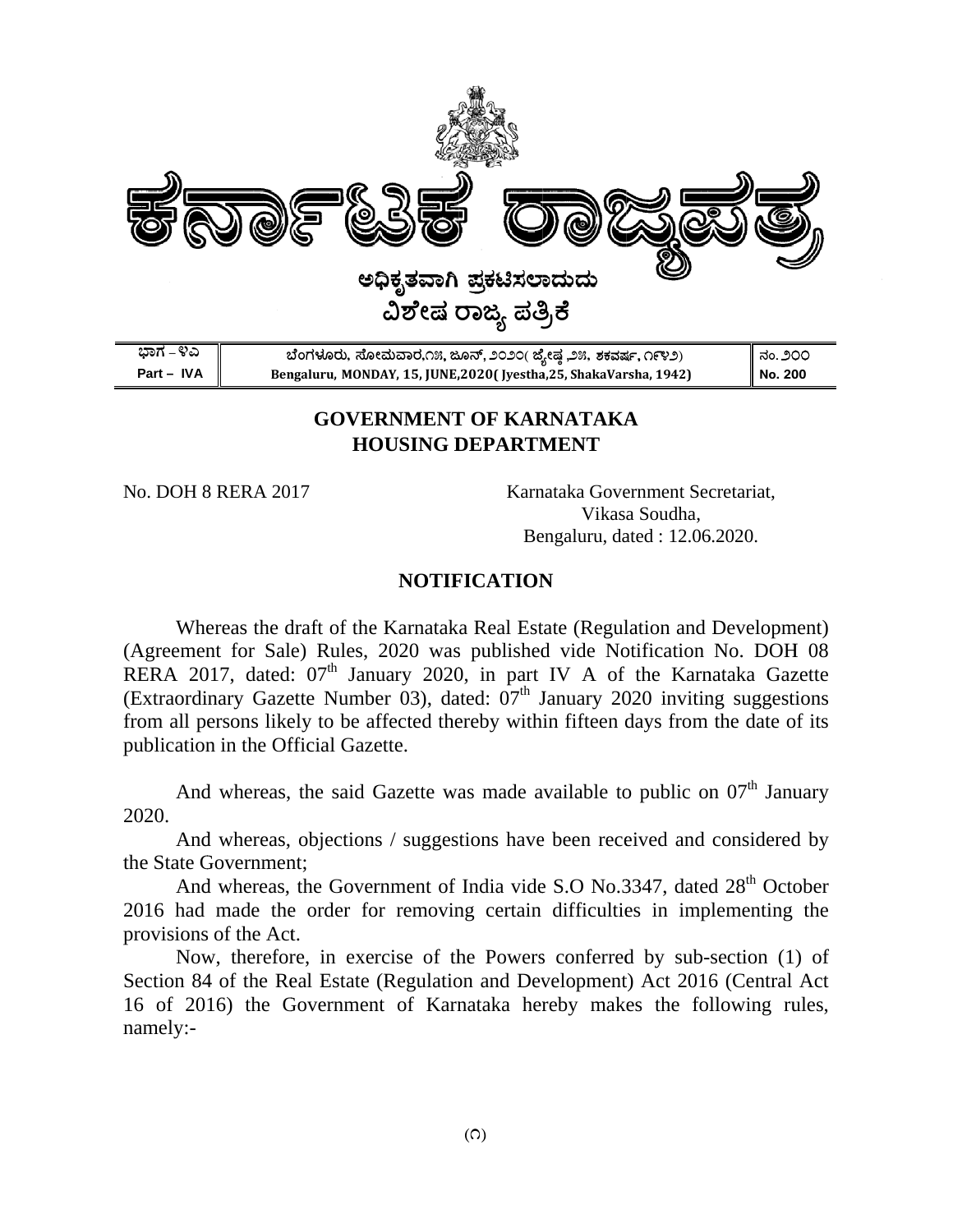# ಕರ್ನಾಟಕ ರಾಜ್ಯಪತ್ರ

**ಅಧಿಕೃತವಾಗಿ ಪ್ರಕಟಿಸಲಾದುದು**

**ವಿಶೇಷ ರಾಜ್ಯ ಪತ್ರಿಕೆ**

| ಭಾಗ – ೪ಎ | ಬೆಂಗಳೂರು, ಸೋಮವಾರ,೧೫, ಜೂನ್, ೨೦೨೦( ಜ್ಯೇಷ್ಠ ,೨೫, ಶಕವರ್ಷ, ೧೯೪೨) | ನಂ. ೨೦೦ |
|---|---|---|
| **Part – IVA** | **Bengaluru, MONDAY, 15, JUNE,2020( Jyestha,25, ShakaVarsha, 1942)** | **No. 200** |

## GOVERNMENT OF KARNATAKA
## HOUSING DEPARTMENT

No. DOH 8 RERA 2017

Karnataka Government Secretariat,
Vikasa Soudha,
Bengaluru, dated : 12.06.2020.

## NOTIFICATION

Whereas the draft of the Karnataka Real Estate (Regulation and Development) (Agreement for Sale) Rules, 2020 was published vide Notification No. DOH 08 RERA 2017, dated: 07th January 2020, in part IV A of the Karnataka Gazette (Extraordinary Gazette Number 03), dated: 07th January 2020 inviting suggestions from all persons likely to be affected thereby within fifteen days from the date of its publication in the Official Gazette.

And whereas, the said Gazette was made available to public on 07th January 2020.

And whereas, objections / suggestions have been received and considered by the State Government;

And whereas, the Government of India vide S.O No.3347, dated 28th October 2016 had made the order for removing certain difficulties in implementing the provisions of the Act.

Now, therefore, in exercise of the Powers conferred by sub-section (1) of Section 84 of the Real Estate (Regulation and Development) Act 2016 (Central Act 16 of 2016) the Government of Karnataka hereby makes the following rules, namely:-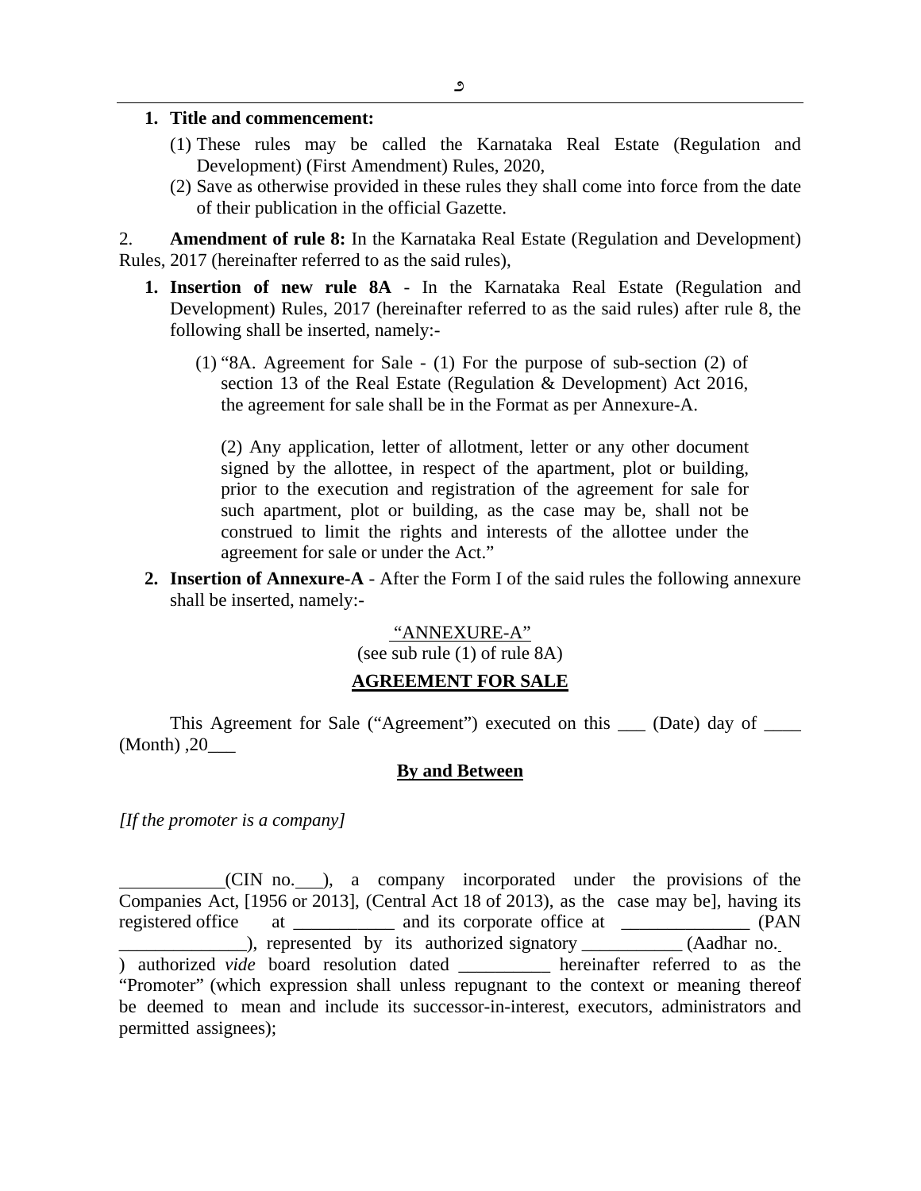1. **Title and commencement:**
   (1) These rules may be called the Karnataka Real Estate (Regulation and Development) (First Amendment) Rules, 2020,
   (2) Save as otherwise provided in these rules they shall come into force from the date of their publication in the official Gazette.

2. **Amendment of rule 8:** In the Karnataka Real Estate (Regulation and Development) Rules, 2017 (hereinafter referred to as the said rules),

   1. **Insertion of new rule 8A** - In the Karnataka Real Estate (Regulation and Development) Rules, 2017 (hereinafter referred to as the said rules) after rule 8, the following shall be inserted, namely:-

      (1) "8A. Agreement for Sale - (1) For the purpose of sub-section (2) of section 13 of the Real Estate (Regulation & Development) Act 2016, the agreement for sale shall be in the Format as per Annexure-A.

      (2) Any application, letter of allotment, letter or any other document signed by the allottee, in respect of the apartment, plot or building, prior to the execution and registration of the agreement for sale for such apartment, plot or building, as the case may be, shall not be construed to limit the rights and interests of the allottee under the agreement for sale or under the Act."

   2. **Insertion of Annexure-A** - After the Form I of the said rules the following annexure shall be inserted, namely:-

<u>"ANNEXURE-A"</u>

(see sub rule (1) of rule 8A)

**<u>AGREEMENT FOR SALE</u>**

This Agreement for Sale ("Agreement") executed on this ___ (Date) day of ____ (Month) ,20___

**<u>By and Between</u>**

*[If the promoter is a company]*

___________(CIN no.___), a company incorporated under the provisions of the Companies Act, [1956 or 2013], (Central Act 18 of 2013), as the case may be], having its registered office at ___________ and its corporate office at ______________ (PAN ______________), represented by its authorized signatory ___________ (Aadhar no. ) authorized *vide* board resolution dated __________ hereinafter referred to as the "Promoter" (which expression shall unless repugnant to the context or meaning thereof be deemed to mean and include its successor-in-interest, executors, administrators and permitted assignees);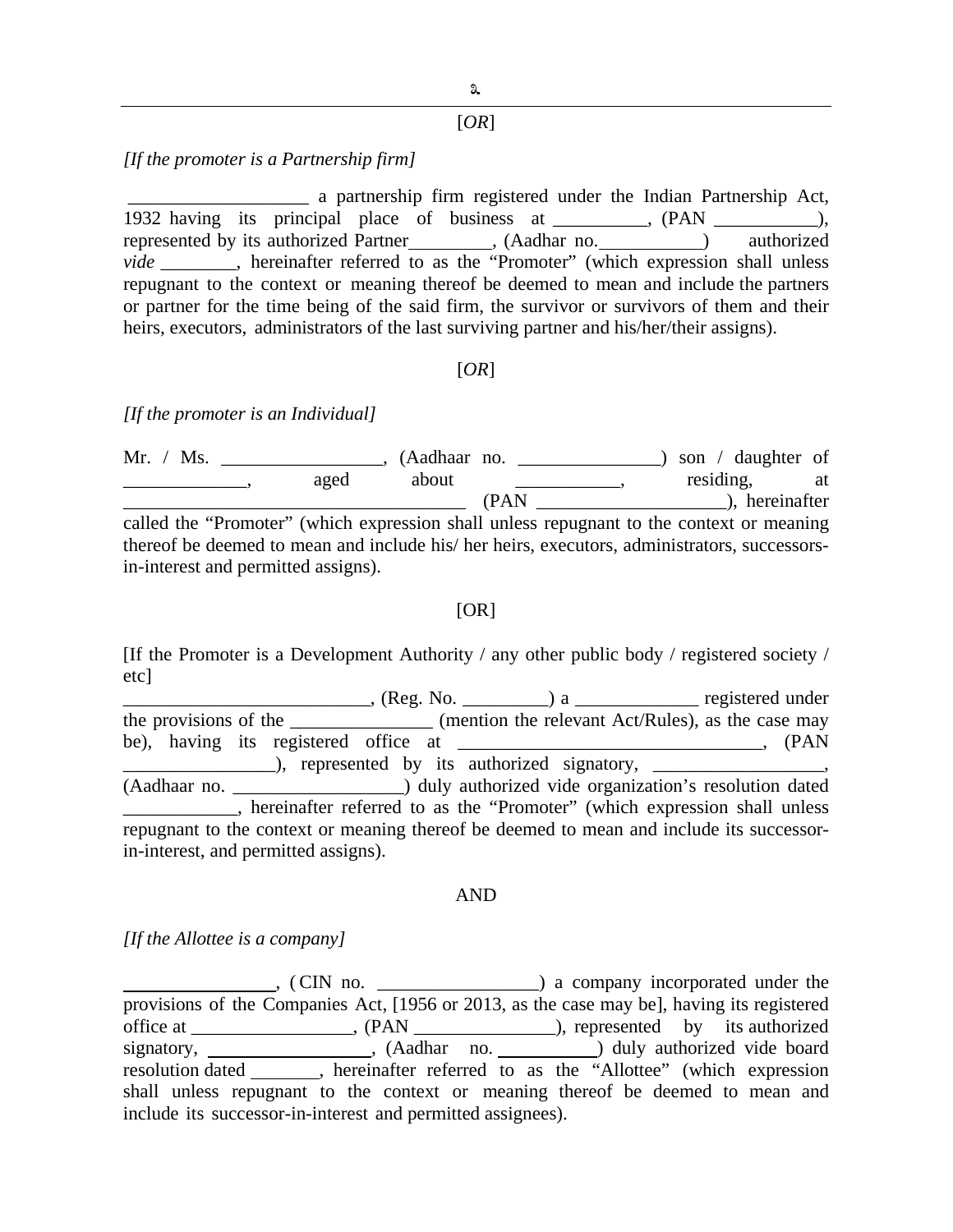[*OR*]

*[If the promoter is a Partnership firm]*

___________________ a partnership firm registered under the Indian Partnership Act, 1932 having its principal place of business at __________, (PAN ___________), represented by its authorized Partner_________, (Aadhar no.___________) authorized *vide* ________, hereinafter referred to as the "Promoter" (which expression shall unless repugnant to the context or meaning thereof be deemed to mean and include the partners or partner for the time being of the said firm, the survivor or survivors of them and their heirs, executors, administrators of the last surviving partner and his/her/their assigns).

[*OR*]

*[If the promoter is an Individual]*

Mr. / Ms. _________________, (Aadhaar no. _______________) son / daughter of _____________, aged about ___________, residing, at ___________________________________ (PAN ____________________), hereinafter called the "Promoter" (which expression shall unless repugnant to the context or meaning thereof be deemed to mean and include his/ her heirs, executors, administrators, successors-in-interest and permitted assigns).

[OR]

[If the Promoter is a Development Authority / any other public body / registered society / etc]

__________________________, (Reg. No. _________) a _____________ registered under the provisions of the _______________ (mention the relevant Act/Rules), as the case may be), having its registered office at ________________________________, (PAN ________________), represented by its authorized signatory, __________________, (Aadhaar no. __________________) duly authorized vide organization's resolution dated ____________, hereinafter referred to as the "Promoter" (which expression shall unless repugnant to the context or meaning thereof be deemed to mean and include its successor-in-interest, and permitted assigns).

AND

*[If the Allottee is a company]*

________________, (CIN no. _________________) a company incorporated under the provisions of the Companies Act, [1956 or 2013, as the case may be], having its registered office at _________________, (PAN _______________), represented by its authorized signatory, __________________, (Aadhar no. ___________) duly authorized vide board resolution dated ________, hereinafter referred to as the "Allottee" (which expression shall unless repugnant to the context or meaning thereof be deemed to mean and include its successor-in-interest and permitted assignees).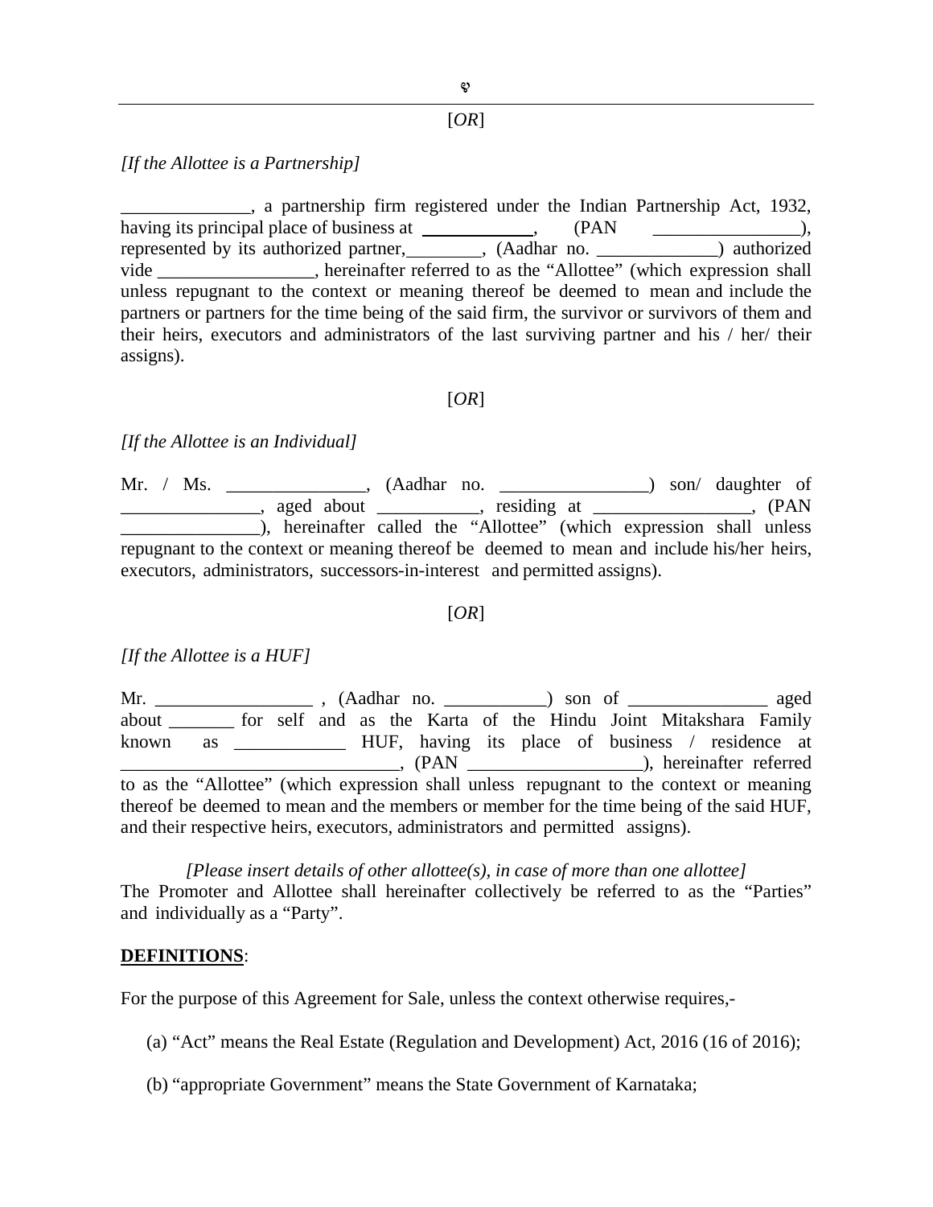[*OR*]

*[If the Allottee is a Partnership]*

______________, a partnership firm registered under the Indian Partnership Act, 1932, having its principal place of business at ____________, (PAN ________________), represented by its authorized partner,________, (Aadhar no. _____________) authorized vide _________________, hereinafter referred to as the “Allottee” (which expression shall unless repugnant to the context or meaning thereof be deemed to mean and include the partners or partners for the time being of the said firm, the survivor or survivors of them and their heirs, executors and administrators of the last surviving partner and his / her/ their assigns).

[*OR*]

*[If the Allottee is an Individual]*

Mr. / Ms. _______________, (Aadhar no. ________________) son/ daughter of _______________, aged about ___________, residing at _________________, (PAN _______________), hereinafter called the “Allottee” (which expression shall unless repugnant to the context or meaning thereof be deemed to mean and include his/her heirs, executors, administrators, successors-in-interest and permitted assigns).

[*OR*]

*[If the Allottee is a HUF]*

Mr. _________________ , (Aadhar no. ___________) son of _______________ aged about _______ for self and as the Karta of the Hindu Joint Mitakshara Family known as ____________ HUF, having its place of business / residence at ______________________________, (PAN ___________________), hereinafter referred to as the “Allottee” (which expression shall unless repugnant to the context or meaning thereof be deemed to mean and the members or member for the time being of the said HUF, and their respective heirs, executors, administrators and permitted assigns).

*[Please insert details of other allottee(s), in case of more than one allottee]*

The Promoter and Allottee shall hereinafter collectively be referred to as the “Parties” and individually as a “Party”.

**DEFINITIONS**:

For the purpose of this Agreement for Sale, unless the context otherwise requires,-

(a) “Act” means the Real Estate (Regulation and Development) Act, 2016 (16 of 2016);

(b) “appropriate Government” means the State Government of Karnataka;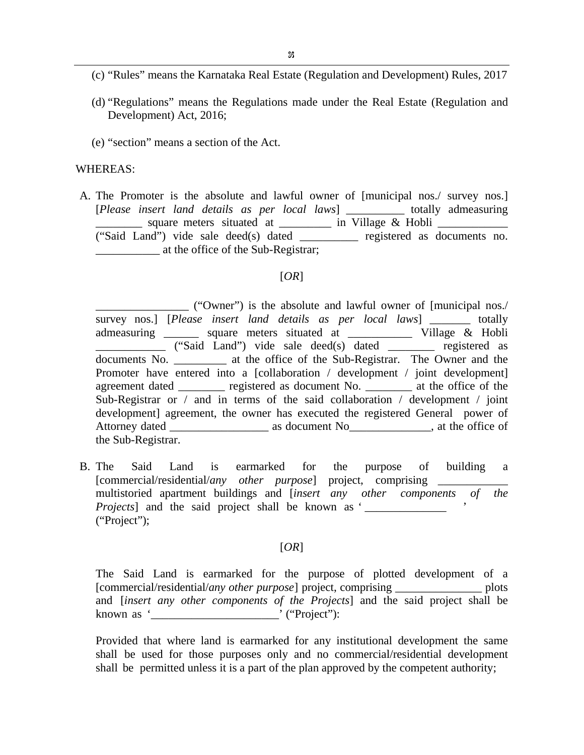(c) "Rules" means the Karnataka Real Estate (Regulation and Development) Rules, 2017

(d) "Regulations" means the Regulations made under the Real Estate (Regulation and Development) Act, 2016;

(e) "section" means a section of the Act.

WHEREAS:

A. The Promoter is the absolute and lawful owner of [municipal nos./ survey nos.] [*Please insert land details as per local laws*] __________ totally admeasuring ________ square meters situated at _________ in Village & Hobli ____________ ("Said Land") vide sale deed(s) dated __________ registered as documents no. ___________ at the office of the Sub-Registrar;

[*OR*]

________________ ("Owner") is the absolute and lawful owner of [municipal nos./ survey nos.] [*Please insert land details as per local laws*] _______ totally admeasuring ______ square meters situated at ___________ Village & Hobli ____________ ("Said Land") vide sale deed(s) dated ________ registered as documents No. _________ at the office of the Sub-Registrar. The Owner and the Promoter have entered into a [collaboration / development / joint development] agreement dated ________ registered as document No. ________ at the office of the Sub-Registrar or / and in terms of the said collaboration / development / joint development] agreement, the owner has executed the registered General power of Attorney dated _________________ as document No______________, at the office of the Sub-Registrar.

B. The Said Land is earmarked for the purpose of building a [commercial/residential/*any other purpose*] project, comprising ____________ multistoried apartment buildings and [*insert any other components of the Projects*] and the said project shall be known as '______________ ' ("Project");

[*OR*]

The Said Land is earmarked for the purpose of plotted development of a [commercial/residential/*any other purpose*] project, comprising _______________ plots and [*insert any other components of the Projects*] and the said project shall be known as '______________________' ("Project"):

Provided that where land is earmarked for any institutional development the same shall be used for those purposes only and no commercial/residential development shall be permitted unless it is a part of the plan approved by the competent authority;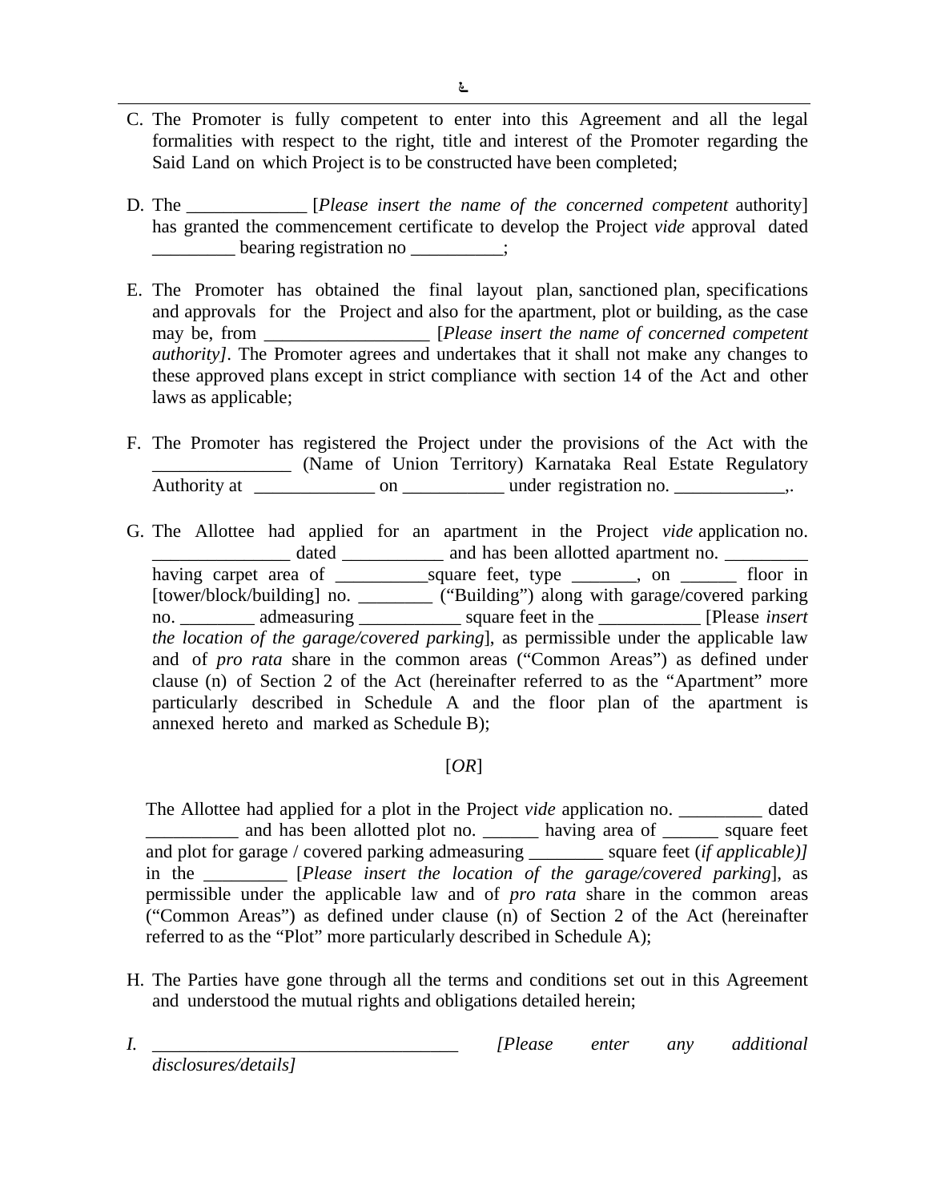C. The Promoter is fully competent to enter into this Agreement and all the legal formalities with respect to the right, title and interest of the Promoter regarding the Said Land on which Project is to be constructed have been completed;

D. The _____________ [*Please insert the name of the concerned competent* authority] has granted the commencement certificate to develop the Project *vide* approval dated _________ bearing registration no __________;

E. The Promoter has obtained the final layout plan, sanctioned plan, specifications and approvals for the Project and also for the apartment, plot or building, as the case may be, from _________________ [*Please insert the name of concerned competent authority]*. The Promoter agrees and undertakes that it shall not make any changes to these approved plans except in strict compliance with section 14 of the Act and other laws as applicable;

F. The Promoter has registered the Project under the provisions of the Act with the ______________ (Name of Union Territory) Karnataka Real Estate Regulatory Authority at _____________ on ___________ under registration no. ____________,.

G. The Allottee had applied for an apartment in the Project *vide* application no. ______________ dated ___________ and has been allotted apartment no. _________ having carpet area of __________square feet, type _______, on ______ floor in [tower/block/building] no. ________ ("Building") along with garage/covered parking no. ________ admeasuring ___________ square feet in the ___________ [Please *insert the location of the garage/covered parking*], as permissible under the applicable law and of *pro rata* share in the common areas ("Common Areas") as defined under clause (n) of Section 2 of the Act (hereinafter referred to as the "Apartment" more particularly described in Schedule A and the floor plan of the apartment is annexed hereto and marked as Schedule B);

[*OR*]

The Allottee had applied for a plot in the Project *vide* application no. _________ dated __________ and has been allotted plot no. ______ having area of ______ square feet and plot for garage / covered parking admeasuring ________ square feet (*if applicable)]* in the _________ [*Please insert the location of the garage/covered parking*], as permissible under the applicable law and of *pro rata* share in the common areas ("Common Areas") as defined under clause (n) of Section 2 of the Act (hereinafter referred to as the "Plot" more particularly described in Schedule A);

H. The Parties have gone through all the terms and conditions set out in this Agreement and understood the mutual rights and obligations detailed herein;

*I.* _________________________________ *[Please enter any additional disclosures/details]*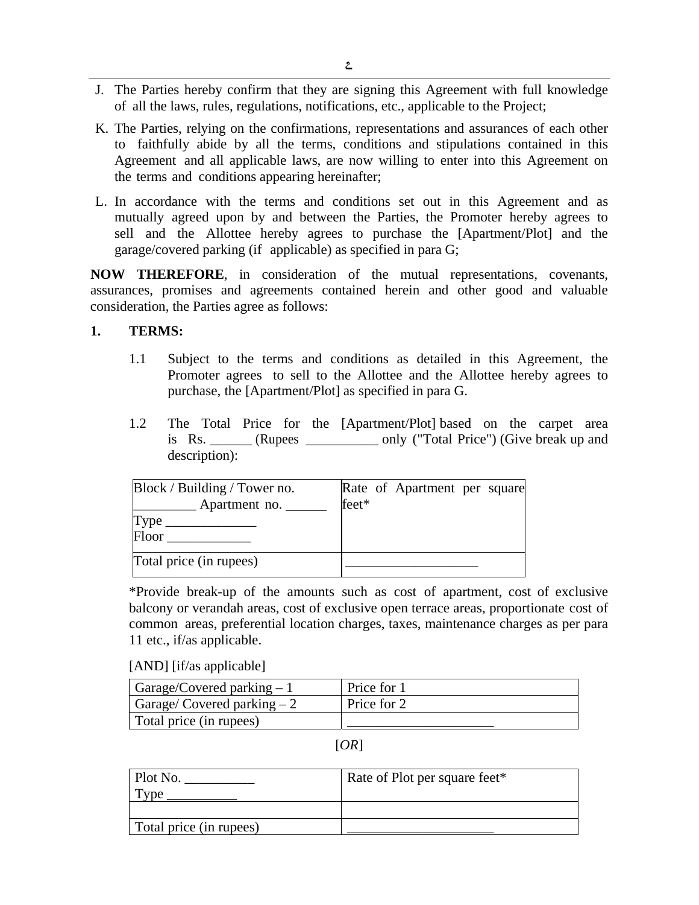J. The Parties hereby confirm that they are signing this Agreement with full knowledge of all the laws, rules, regulations, notifications, etc., applicable to the Project;

K. The Parties, relying on the confirmations, representations and assurances of each other to faithfully abide by all the terms, conditions and stipulations contained in this Agreement and all applicable laws, are now willing to enter into this Agreement on the terms and conditions appearing hereinafter;

L. In accordance with the terms and conditions set out in this Agreement and as mutually agreed upon by and between the Parties, the Promoter hereby agrees to sell and the Allottee hereby agrees to purchase the [Apartment/Plot] and the garage/covered parking (if applicable) as specified in para G;

**NOW THEREFORE**, in consideration of the mutual representations, covenants, assurances, promises and agreements contained herein and other good and valuable consideration, the Parties agree as follows:

**1. TERMS:**

1.1 Subject to the terms and conditions as detailed in this Agreement, the Promoter agrees to sell to the Allottee and the Allottee hereby agrees to purchase, the [Apartment/Plot] as specified in para G.

1.2 The Total Price for the [Apartment/Plot] based on the carpet area is Rs. ______ (Rupees __________ only ("Total Price") (Give break up and description):

| Block / Building / Tower no. _________ Apartment no. ______ Type _____________ Floor ____________ | Rate of Apartment per square feet* |
|---|---|
| Total price (in rupees) | ___________________ |

*Provide break-up of the amounts such as cost of apartment, cost of exclusive balcony or verandah areas, cost of exclusive open terrace areas, proportionate cost of common areas, preferential location charges, taxes, maintenance charges as per para 11 etc., if/as applicable.

[AND] [if/as applicable]

| Garage/Covered parking – 1 | Price for 1 |
|---|---|
| Garage/ Covered parking – 2 | Price for 2 |
| Total price (in rupees) | _____________________ |

[*OR*]

| Plot No. __________ Type __________ | Rate of Plot per square feet* |
|---|---|
| | |
| Total price (in rupees) | _____________________ |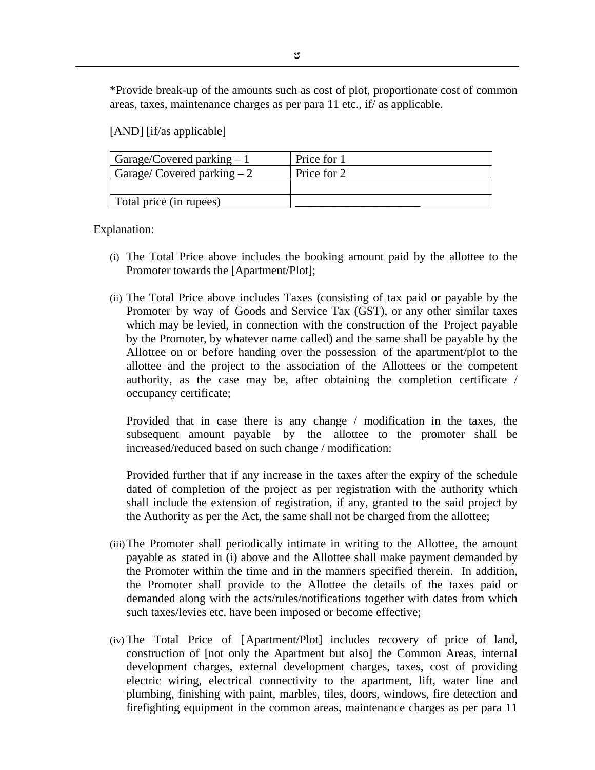*Provide break-up of the amounts such as cost of plot, proportionate cost of common areas, taxes, maintenance charges as per para 11 etc., if/ as applicable.

[AND] [if/as applicable]

| Garage/Covered parking – 1 | Price for 1 |
|---|---|
| Garage/ Covered parking – 2 | Price for 2 |
| | |
| Total price (in rupees) | _____________________ |

Explanation:

(i) The Total Price above includes the booking amount paid by the allottee to the Promoter towards the [Apartment/Plot];

(ii) The Total Price above includes Taxes (consisting of tax paid or payable by the Promoter by way of Goods and Service Tax (GST), or any other similar taxes which may be levied, in connection with the construction of the Project payable by the Promoter, by whatever name called) and the same shall be payable by the Allottee on or before handing over the possession of the apartment/plot to the allottee and the project to the association of the Allottees or the competent authority, as the case may be, after obtaining the completion certificate / occupancy certificate;

Provided that in case there is any change / modification in the taxes, the subsequent amount payable by the allottee to the promoter shall be increased/reduced based on such change / modification:

Provided further that if any increase in the taxes after the expiry of the schedule dated of completion of the project as per registration with the authority which shall include the extension of registration, if any, granted to the said project by the Authority as per the Act, the same shall not be charged from the allottee;

(iii) The Promoter shall periodically intimate in writing to the Allottee, the amount payable as stated in (i) above and the Allottee shall make payment demanded by the Promoter within the time and in the manners specified therein. In addition, the Promoter shall provide to the Allottee the details of the taxes paid or demanded along with the acts/rules/notifications together with dates from which such taxes/levies etc. have been imposed or become effective;

(iv) The Total Price of [Apartment/Plot] includes recovery of price of land, construction of [not only the Apartment but also] the Common Areas, internal development charges, external development charges, taxes, cost of providing electric wiring, electrical connectivity to the apartment, lift, water line and plumbing, finishing with paint, marbles, tiles, doors, windows, fire detection and firefighting equipment in the common areas, maintenance charges as per para 11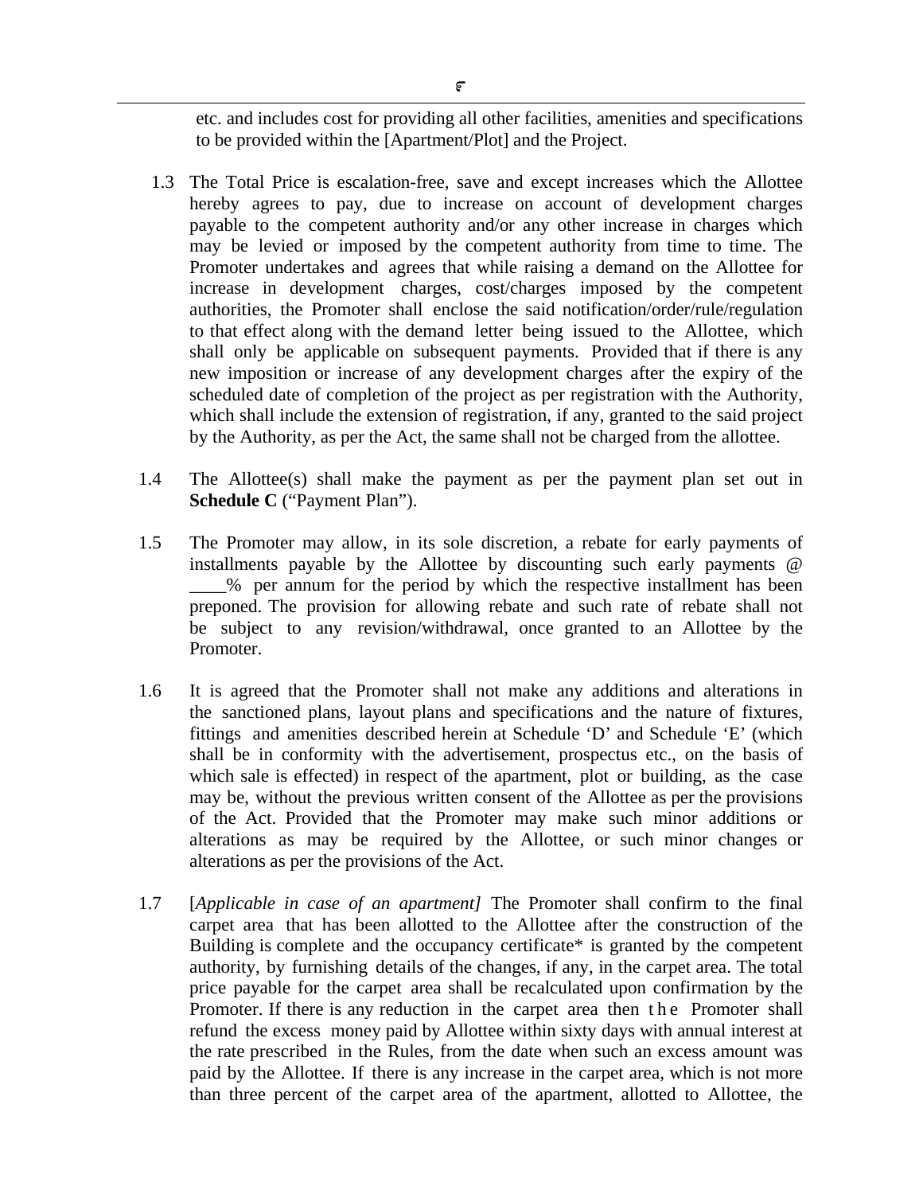etc. and includes cost for providing all other facilities, amenities and specifications to be provided within the [Apartment/Plot] and the Project.

1.3 The Total Price is escalation-free, save and except increases which the Allottee hereby agrees to pay, due to increase on account of development charges payable to the competent authority and/or any other increase in charges which may be levied or imposed by the competent authority from time to time. The Promoter undertakes and agrees that while raising a demand on the Allottee for increase in development charges, cost/charges imposed by the competent authorities, the Promoter shall enclose the said notification/order/rule/regulation to that effect along with the demand letter being issued to the Allottee, which shall only be applicable on subsequent payments. Provided that if there is any new imposition or increase of any development charges after the expiry of the scheduled date of completion of the project as per registration with the Authority, which shall include the extension of registration, if any, granted to the said project by the Authority, as per the Act, the same shall not be charged from the allottee.

1.4 The Allottee(s) shall make the payment as per the payment plan set out in **Schedule C** ("Payment Plan").

1.5 The Promoter may allow, in its sole discretion, a rebate for early payments of installments payable by the Allottee by discounting such early payments @ ____% per annum for the period by which the respective installment has been preponed. The provision for allowing rebate and such rate of rebate shall not be subject to any revision/withdrawal, once granted to an Allottee by the Promoter.

1.6 It is agreed that the Promoter shall not make any additions and alterations in the sanctioned plans, layout plans and specifications and the nature of fixtures, fittings and amenities described herein at Schedule 'D' and Schedule 'E' (which shall be in conformity with the advertisement, prospectus etc., on the basis of which sale is effected) in respect of the apartment, plot or building, as the case may be, without the previous written consent of the Allottee as per the provisions of the Act. Provided that the Promoter may make such minor additions or alterations as may be required by the Allottee, or such minor changes or alterations as per the provisions of the Act.

1.7 [*Applicable in case of an apartment]* The Promoter shall confirm to the final carpet area that has been allotted to the Allottee after the construction of the Building is complete and the occupancy certificate* is granted by the competent authority, by furnishing details of the changes, if any, in the carpet area. The total price payable for the carpet area shall be recalculated upon confirmation by the Promoter. If there is any reduction in the carpet area then the Promoter shall refund the excess money paid by Allottee within sixty days with annual interest at the rate prescribed in the Rules, from the date when such an excess amount was paid by the Allottee. If there is any increase in the carpet area, which is not more than three percent of the carpet area of the apartment, allotted to Allottee, the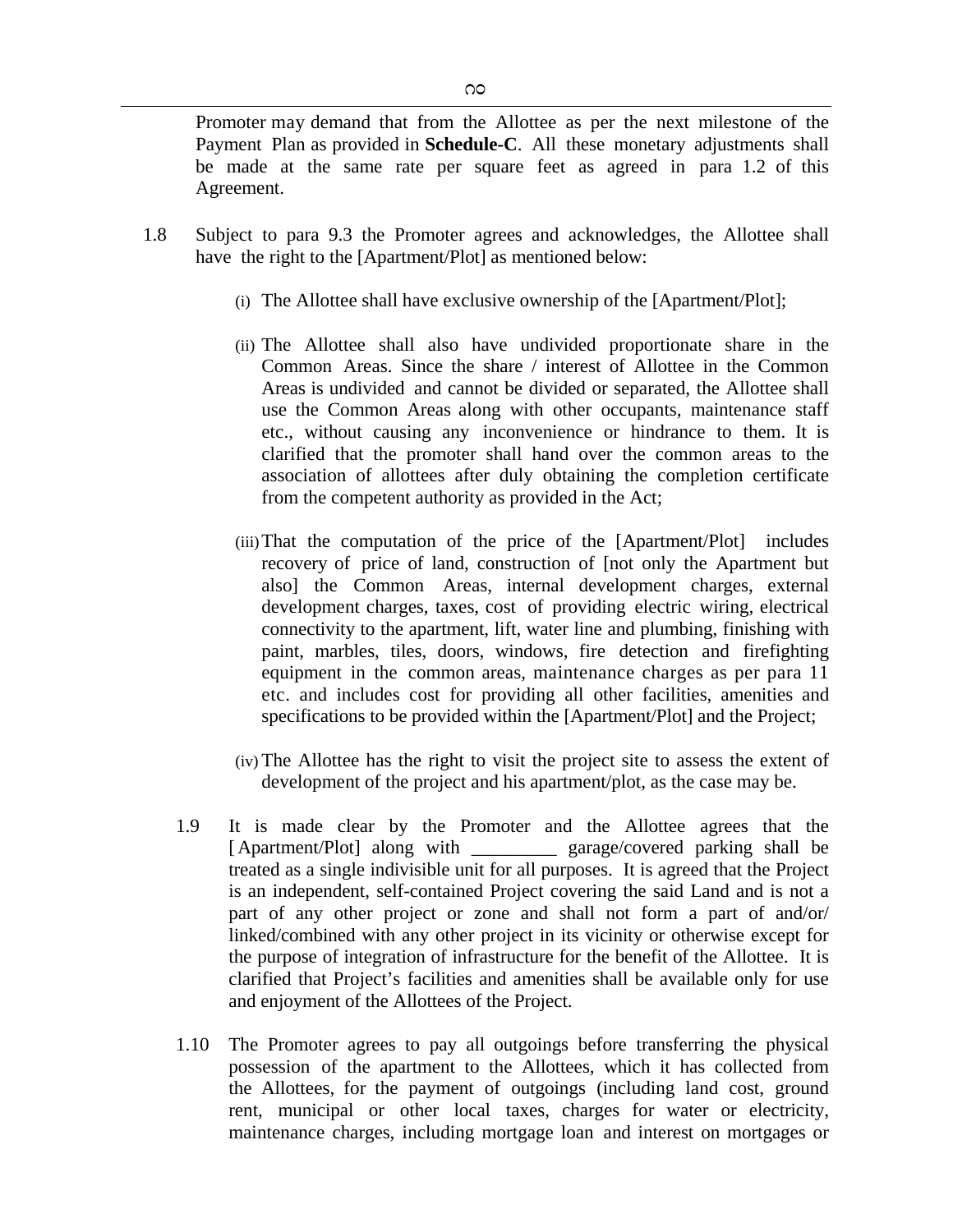Promoter may demand that from the Allottee as per the next milestone of the Payment Plan as provided in **Schedule-C**. All these monetary adjustments shall be made at the same rate per square feet as agreed in para 1.2 of this Agreement.

1.8 Subject to para 9.3 the Promoter agrees and acknowledges, the Allottee shall have the right to the [Apartment/Plot] as mentioned below:

(i) The Allottee shall have exclusive ownership of the [Apartment/Plot];

(ii) The Allottee shall also have undivided proportionate share in the Common Areas. Since the share / interest of Allottee in the Common Areas is undivided and cannot be divided or separated, the Allottee shall use the Common Areas along with other occupants, maintenance staff etc., without causing any inconvenience or hindrance to them. It is clarified that the promoter shall hand over the common areas to the association of allottees after duly obtaining the completion certificate from the competent authority as provided in the Act;

(iii) That the computation of the price of the [Apartment/Plot] includes recovery of price of land, construction of [not only the Apartment but also] the Common Areas, internal development charges, external development charges, taxes, cost of providing electric wiring, electrical connectivity to the apartment, lift, water line and plumbing, finishing with paint, marbles, tiles, doors, windows, fire detection and firefighting equipment in the common areas, maintenance charges as per para 11 etc. and includes cost for providing all other facilities, amenities and specifications to be provided within the [Apartment/Plot] and the Project;

(iv) The Allottee has the right to visit the project site to assess the extent of development of the project and his apartment/plot, as the case may be.

1.9 It is made clear by the Promoter and the Allottee agrees that the [Apartment/Plot] along with _________ garage/covered parking shall be treated as a single indivisible unit for all purposes. It is agreed that the Project is an independent, self-contained Project covering the said Land and is not a part of any other project or zone and shall not form a part of and/or/ linked/combined with any other project in its vicinity or otherwise except for the purpose of integration of infrastructure for the benefit of the Allottee. It is clarified that Project's facilities and amenities shall be available only for use and enjoyment of the Allottees of the Project.

1.10 The Promoter agrees to pay all outgoings before transferring the physical possession of the apartment to the Allottees, which it has collected from the Allottees, for the payment of outgoings (including land cost, ground rent, municipal or other local taxes, charges for water or electricity, maintenance charges, including mortgage loan and interest on mortgages or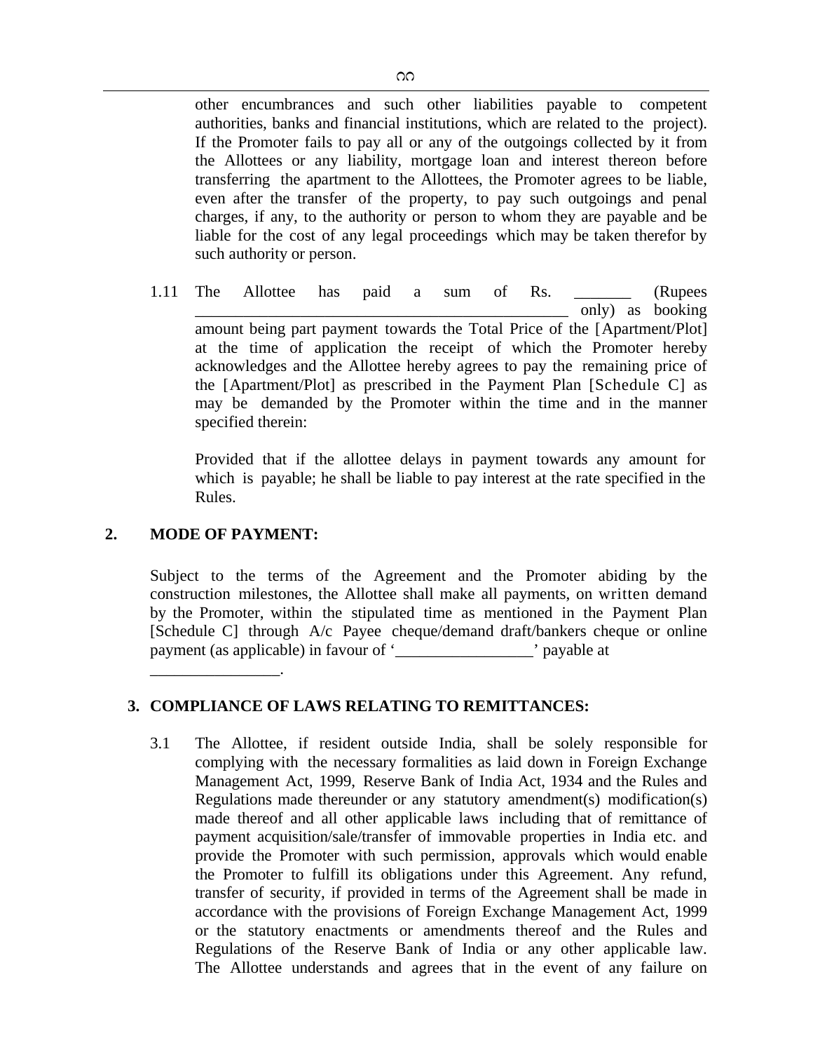other encumbrances and such other liabilities payable to competent authorities, banks and financial institutions, which are related to the project). If the Promoter fails to pay all or any of the outgoings collected by it from the Allottees or any liability, mortgage loan and interest thereon before transferring the apartment to the Allottees, the Promoter agrees to be liable, even after the transfer of the property, to pay such outgoings and penal charges, if any, to the authority or person to whom they are payable and be liable for the cost of any legal proceedings which may be taken therefor by such authority or person.

1.11 The Allottee has paid a sum of Rs. _______ (Rupees ______________________________________________ only) as booking amount being part payment towards the Total Price of the [Apartment/Plot] at the time of application the receipt of which the Promoter hereby acknowledges and the Allottee hereby agrees to pay the remaining price of the [Apartment/Plot] as prescribed in the Payment Plan [Schedule C] as may be demanded by the Promoter within the time and in the manner specified therein:

Provided that if the allottee delays in payment towards any amount for which is payable; he shall be liable to pay interest at the rate specified in the Rules.

## 2. MODE OF PAYMENT:

Subject to the terms of the Agreement and the Promoter abiding by the construction milestones, the Allottee shall make all payments, on written demand by the Promoter, within the stipulated time as mentioned in the Payment Plan [Schedule C] through A/c Payee cheque/demand draft/bankers cheque or online payment (as applicable) in favour of '_________________' payable at ________________.

## 3. COMPLIANCE OF LAWS RELATING TO REMITTANCES:

3.1 The Allottee, if resident outside India, shall be solely responsible for complying with the necessary formalities as laid down in Foreign Exchange Management Act, 1999, Reserve Bank of India Act, 1934 and the Rules and Regulations made thereunder or any statutory amendment(s) modification(s) made thereof and all other applicable laws including that of remittance of payment acquisition/sale/transfer of immovable properties in India etc. and provide the Promoter with such permission, approvals which would enable the Promoter to fulfill its obligations under this Agreement. Any refund, transfer of security, if provided in terms of the Agreement shall be made in accordance with the provisions of Foreign Exchange Management Act, 1999 or the statutory enactments or amendments thereof and the Rules and Regulations of the Reserve Bank of India or any other applicable law. The Allottee understands and agrees that in the event of any failure on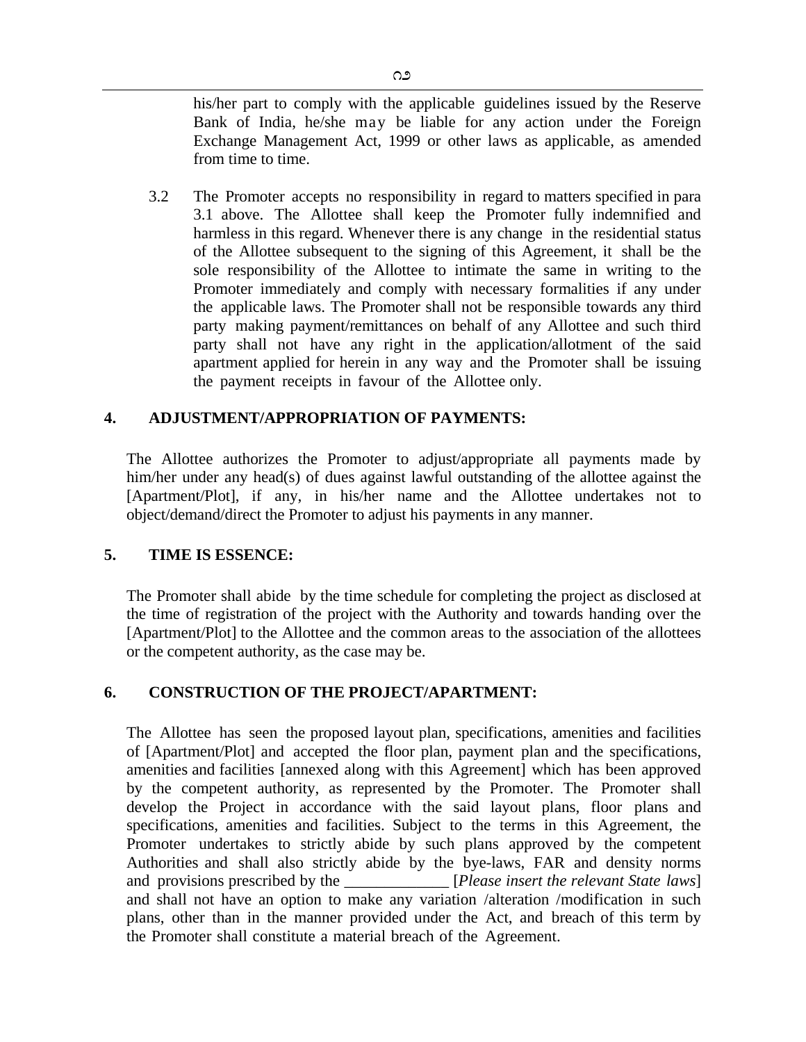his/her part to comply with the applicable guidelines issued by the Reserve Bank of India, he/she may be liable for any action under the Foreign Exchange Management Act, 1999 or other laws as applicable, as amended from time to time.

3.2 The Promoter accepts no responsibility in regard to matters specified in para 3.1 above. The Allottee shall keep the Promoter fully indemnified and harmless in this regard. Whenever there is any change in the residential status of the Allottee subsequent to the signing of this Agreement, it shall be the sole responsibility of the Allottee to intimate the same in writing to the Promoter immediately and comply with necessary formalities if any under the applicable laws. The Promoter shall not be responsible towards any third party making payment/remittances on behalf of any Allottee and such third party shall not have any right in the application/allotment of the said apartment applied for herein in any way and the Promoter shall be issuing the payment receipts in favour of the Allottee only.

## 4. ADJUSTMENT/APPROPRIATION OF PAYMENTS:

The Allottee authorizes the Promoter to adjust/appropriate all payments made by him/her under any head(s) of dues against lawful outstanding of the allottee against the [Apartment/Plot], if any, in his/her name and the Allottee undertakes not to object/demand/direct the Promoter to adjust his payments in any manner.

## 5. TIME IS ESSENCE:

The Promoter shall abide by the time schedule for completing the project as disclosed at the time of registration of the project with the Authority and towards handing over the [Apartment/Plot] to the Allottee and the common areas to the association of the allottees or the competent authority, as the case may be.

## 6. CONSTRUCTION OF THE PROJECT/APARTMENT:

The Allottee has seen the proposed layout plan, specifications, amenities and facilities of [Apartment/Plot] and accepted the floor plan, payment plan and the specifications, amenities and facilities [annexed along with this Agreement] which has been approved by the competent authority, as represented by the Promoter. The Promoter shall develop the Project in accordance with the said layout plans, floor plans and specifications, amenities and facilities. Subject to the terms in this Agreement, the Promoter undertakes to strictly abide by such plans approved by the competent Authorities and shall also strictly abide by the bye-laws, FAR and density norms and provisions prescribed by the _____________ [*Please insert the relevant State laws*] and shall not have an option to make any variation /alteration /modification in such plans, other than in the manner provided under the Act, and breach of this term by the Promoter shall constitute a material breach of the Agreement.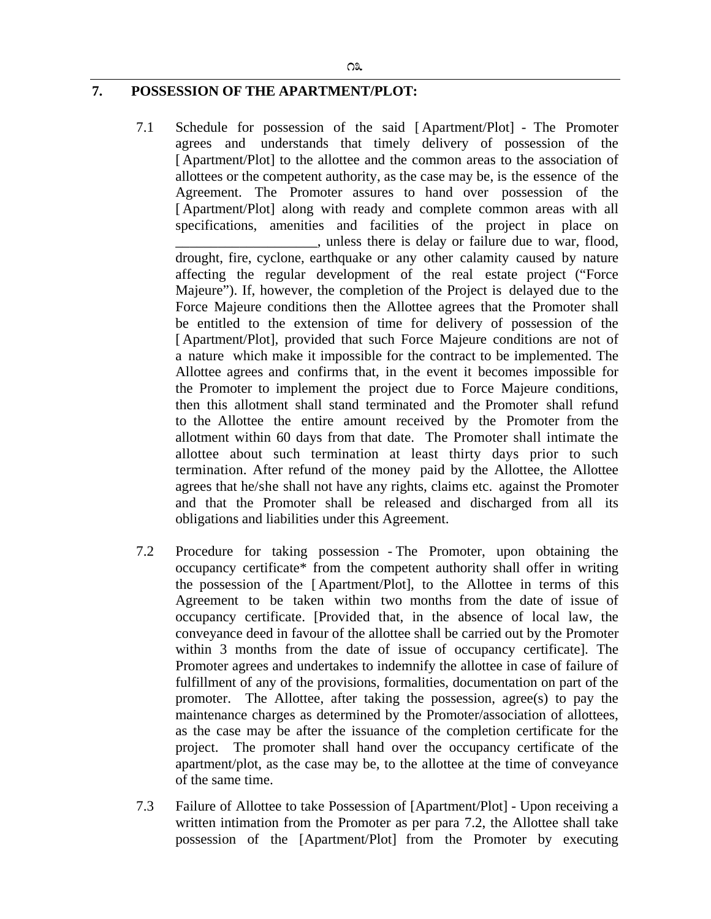## 7. POSSESSION OF THE APARTMENT/PLOT:

7.1 Schedule for possession of the said [Apartment/Plot] - The Promoter agrees and understands that timely delivery of possession of the [Apartment/Plot] to the allottee and the common areas to the association of allottees or the competent authority, as the case may be, is the essence of the Agreement. The Promoter assures to hand over possession of the [Apartment/Plot] along with ready and complete common areas with all specifications, amenities and facilities of the project in place on ____________________, unless there is delay or failure due to war, flood, drought, fire, cyclone, earthquake or any other calamity caused by nature affecting the regular development of the real estate project ("Force Majeure"). If, however, the completion of the Project is delayed due to the Force Majeure conditions then the Allottee agrees that the Promoter shall be entitled to the extension of time for delivery of possession of the [Apartment/Plot], provided that such Force Majeure conditions are not of a nature which make it impossible for the contract to be implemented. The Allottee agrees and confirms that, in the event it becomes impossible for the Promoter to implement the project due to Force Majeure conditions, then this allotment shall stand terminated and the Promoter shall refund to the Allottee the entire amount received by the Promoter from the allotment within 60 days from that date. The Promoter shall intimate the allottee about such termination at least thirty days prior to such termination. After refund of the money paid by the Allottee, the Allottee agrees that he/she shall not have any rights, claims etc. against the Promoter and that the Promoter shall be released and discharged from all its obligations and liabilities under this Agreement.

7.2 Procedure for taking possession - The Promoter, upon obtaining the occupancy certificate* from the competent authority shall offer in writing the possession of the [Apartment/Plot], to the Allottee in terms of this Agreement to be taken within two months from the date of issue of occupancy certificate. [Provided that, in the absence of local law, the conveyance deed in favour of the allottee shall be carried out by the Promoter within 3 months from the date of issue of occupancy certificate]. The Promoter agrees and undertakes to indemnify the allottee in case of failure of fulfillment of any of the provisions, formalities, documentation on part of the promoter. The Allottee, after taking the possession, agree(s) to pay the maintenance charges as determined by the Promoter/association of allottees, as the case may be after the issuance of the completion certificate for the project. The promoter shall hand over the occupancy certificate of the apartment/plot, as the case may be, to the allottee at the time of conveyance of the same time.

7.3 Failure of Allottee to take Possession of [Apartment/Plot] - Upon receiving a written intimation from the Promoter as per para 7.2, the Allottee shall take possession of the [Apartment/Plot] from the Promoter by executing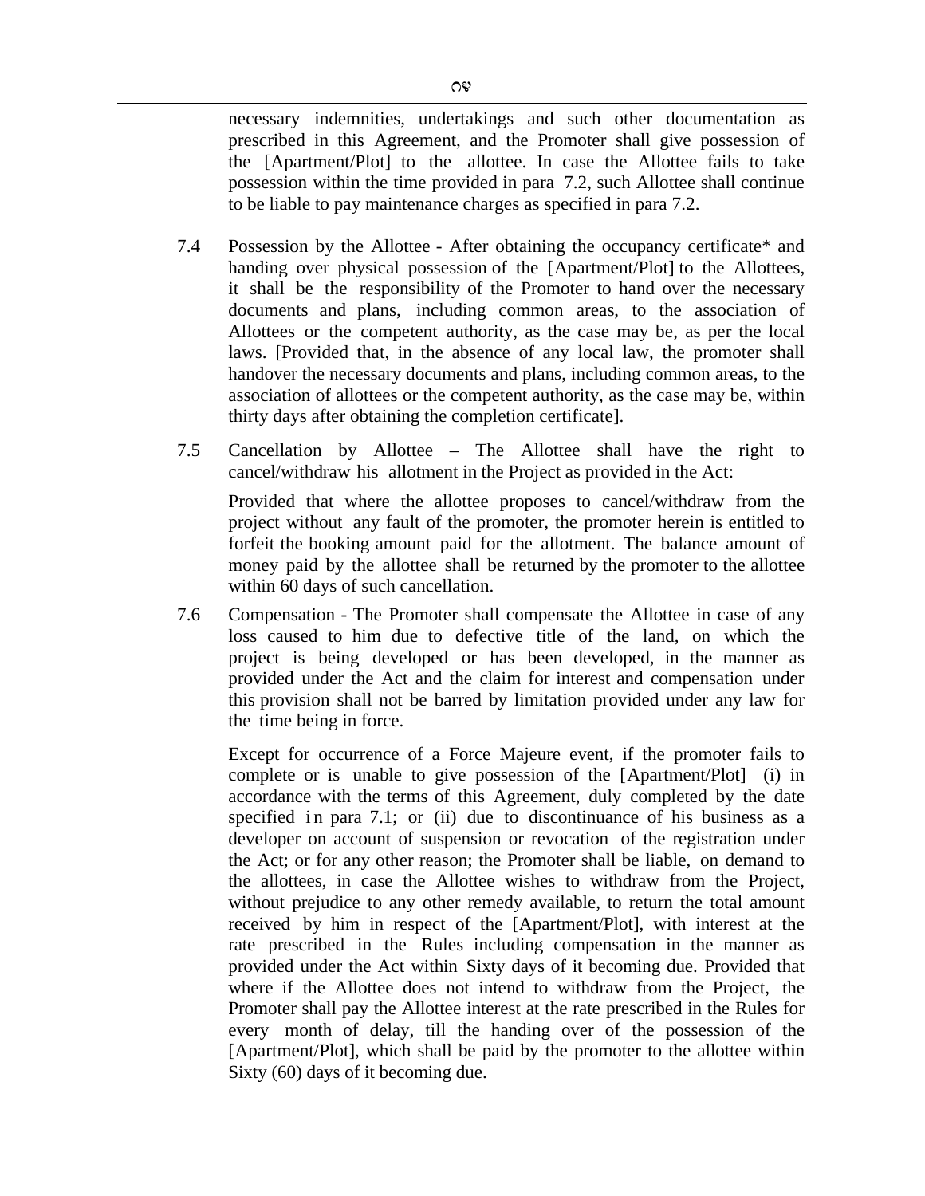necessary indemnities, undertakings and such other documentation as prescribed in this Agreement, and the Promoter shall give possession of the [Apartment/Plot] to the allottee. In case the Allottee fails to take possession within the time provided in para 7.2, such Allottee shall continue to be liable to pay maintenance charges as specified in para 7.2.

7.4 Possession by the Allottee - After obtaining the occupancy certificate* and handing over physical possession of the [Apartment/Plot] to the Allottees, it shall be the responsibility of the Promoter to hand over the necessary documents and plans, including common areas, to the association of Allottees or the competent authority, as the case may be, as per the local laws. [Provided that, in the absence of any local law, the promoter shall handover the necessary documents and plans, including common areas, to the association of allottees or the competent authority, as the case may be, within thirty days after obtaining the completion certificate].

7.5 Cancellation by Allottee – The Allottee shall have the right to cancel/withdraw his allotment in the Project as provided in the Act:

Provided that where the allottee proposes to cancel/withdraw from the project without any fault of the promoter, the promoter herein is entitled to forfeit the booking amount paid for the allotment. The balance amount of money paid by the allottee shall be returned by the promoter to the allottee within 60 days of such cancellation.

7.6 Compensation - The Promoter shall compensate the Allottee in case of any loss caused to him due to defective title of the land, on which the project is being developed or has been developed, in the manner as provided under the Act and the claim for interest and compensation under this provision shall not be barred by limitation provided under any law for the time being in force.

Except for occurrence of a Force Majeure event, if the promoter fails to complete or is unable to give possession of the [Apartment/Plot] (i) in accordance with the terms of this Agreement, duly completed by the date specified in para 7.1; or (ii) due to discontinuance of his business as a developer on account of suspension or revocation of the registration under the Act; or for any other reason; the Promoter shall be liable, on demand to the allottees, in case the Allottee wishes to withdraw from the Project, without prejudice to any other remedy available, to return the total amount received by him in respect of the [Apartment/Plot], with interest at the rate prescribed in the Rules including compensation in the manner as provided under the Act within Sixty days of it becoming due. Provided that where if the Allottee does not intend to withdraw from the Project, the Promoter shall pay the Allottee interest at the rate prescribed in the Rules for every month of delay, till the handing over of the possession of the [Apartment/Plot], which shall be paid by the promoter to the allottee within Sixty (60) days of it becoming due.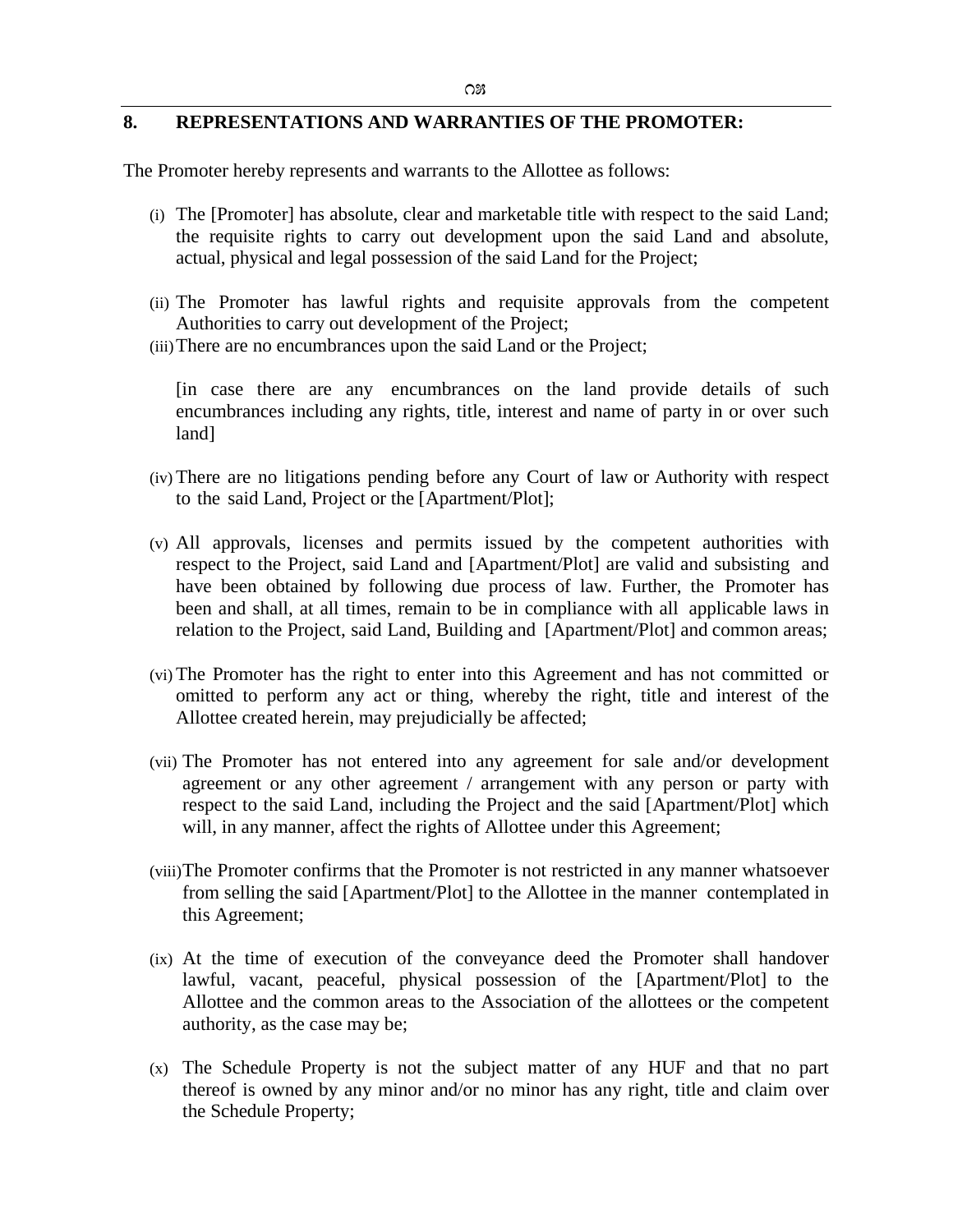## 8. REPRESENTATIONS AND WARRANTIES OF THE PROMOTER:

The Promoter hereby represents and warrants to the Allottee as follows:

(i) The [Promoter] has absolute, clear and marketable title with respect to the said Land; the requisite rights to carry out development upon the said Land and absolute, actual, physical and legal possession of the said Land for the Project;

(ii) The Promoter has lawful rights and requisite approvals from the competent Authorities to carry out development of the Project;

(iii) There are no encumbrances upon the said Land or the Project;

[in case there are any encumbrances on the land provide details of such encumbrances including any rights, title, interest and name of party in or over such land]

(iv) There are no litigations pending before any Court of law or Authority with respect to the said Land, Project or the [Apartment/Plot];

(v) All approvals, licenses and permits issued by the competent authorities with respect to the Project, said Land and [Apartment/Plot] are valid and subsisting and have been obtained by following due process of law. Further, the Promoter has been and shall, at all times, remain to be in compliance with all applicable laws in relation to the Project, said Land, Building and [Apartment/Plot] and common areas;

(vi) The Promoter has the right to enter into this Agreement and has not committed or omitted to perform any act or thing, whereby the right, title and interest of the Allottee created herein, may prejudicially be affected;

(vii) The Promoter has not entered into any agreement for sale and/or development agreement or any other agreement / arrangement with any person or party with respect to the said Land, including the Project and the said [Apartment/Plot] which will, in any manner, affect the rights of Allottee under this Agreement;

(viii) The Promoter confirms that the Promoter is not restricted in any manner whatsoever from selling the said [Apartment/Plot] to the Allottee in the manner contemplated in this Agreement;

(ix) At the time of execution of the conveyance deed the Promoter shall handover lawful, vacant, peaceful, physical possession of the [Apartment/Plot] to the Allottee and the common areas to the Association of the allottees or the competent authority, as the case may be;

(x) The Schedule Property is not the subject matter of any HUF and that no part thereof is owned by any minor and/or no minor has any right, title and claim over the Schedule Property;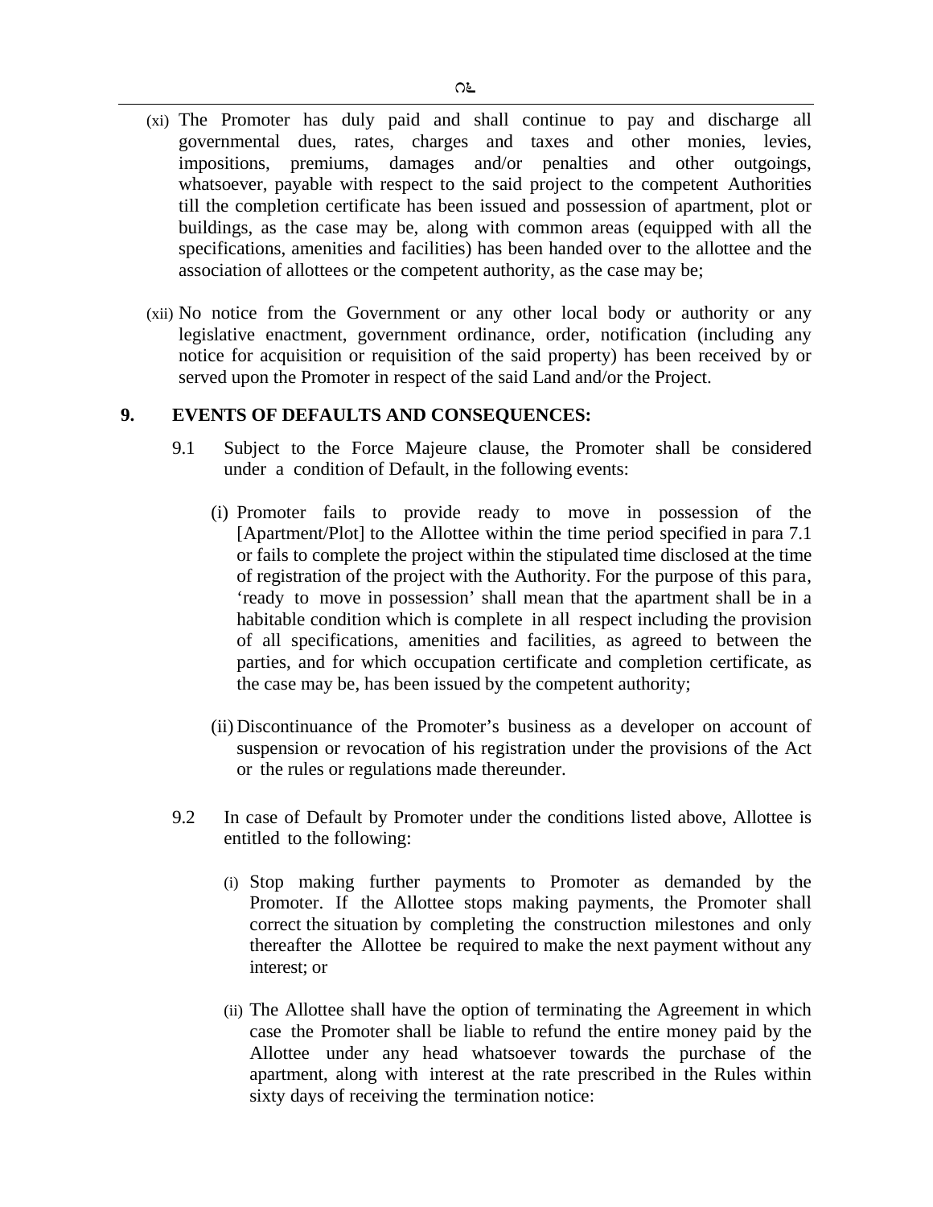(xi) The Promoter has duly paid and shall continue to pay and discharge all governmental dues, rates, charges and taxes and other monies, levies, impositions, premiums, damages and/or penalties and other outgoings, whatsoever, payable with respect to the said project to the competent Authorities till the completion certificate has been issued and possession of apartment, plot or buildings, as the case may be, along with common areas (equipped with all the specifications, amenities and facilities) has been handed over to the allottee and the association of allottees or the competent authority, as the case may be;

(xii) No notice from the Government or any other local body or authority or any legislative enactment, government ordinance, order, notification (including any notice for acquisition or requisition of the said property) has been received by or served upon the Promoter in respect of the said Land and/or the Project.

## 9. EVENTS OF DEFAULTS AND CONSEQUENCES:

9.1 Subject to the Force Majeure clause, the Promoter shall be considered under a condition of Default, in the following events:

(i) Promoter fails to provide ready to move in possession of the [Apartment/Plot] to the Allottee within the time period specified in para 7.1 or fails to complete the project within the stipulated time disclosed at the time of registration of the project with the Authority. For the purpose of this para, 'ready to move in possession' shall mean that the apartment shall be in a habitable condition which is complete in all respect including the provision of all specifications, amenities and facilities, as agreed to between the parties, and for which occupation certificate and completion certificate, as the case may be, has been issued by the competent authority;

(ii) Discontinuance of the Promoter's business as a developer on account of suspension or revocation of his registration under the provisions of the Act or the rules or regulations made thereunder.

9.2 In case of Default by Promoter under the conditions listed above, Allottee is entitled to the following:

(i) Stop making further payments to Promoter as demanded by the Promoter. If the Allottee stops making payments, the Promoter shall correct the situation by completing the construction milestones and only thereafter the Allottee be required to make the next payment without any interest; or

(ii) The Allottee shall have the option of terminating the Agreement in which case the Promoter shall be liable to refund the entire money paid by the Allottee under any head whatsoever towards the purchase of the apartment, along with interest at the rate prescribed in the Rules within sixty days of receiving the termination notice: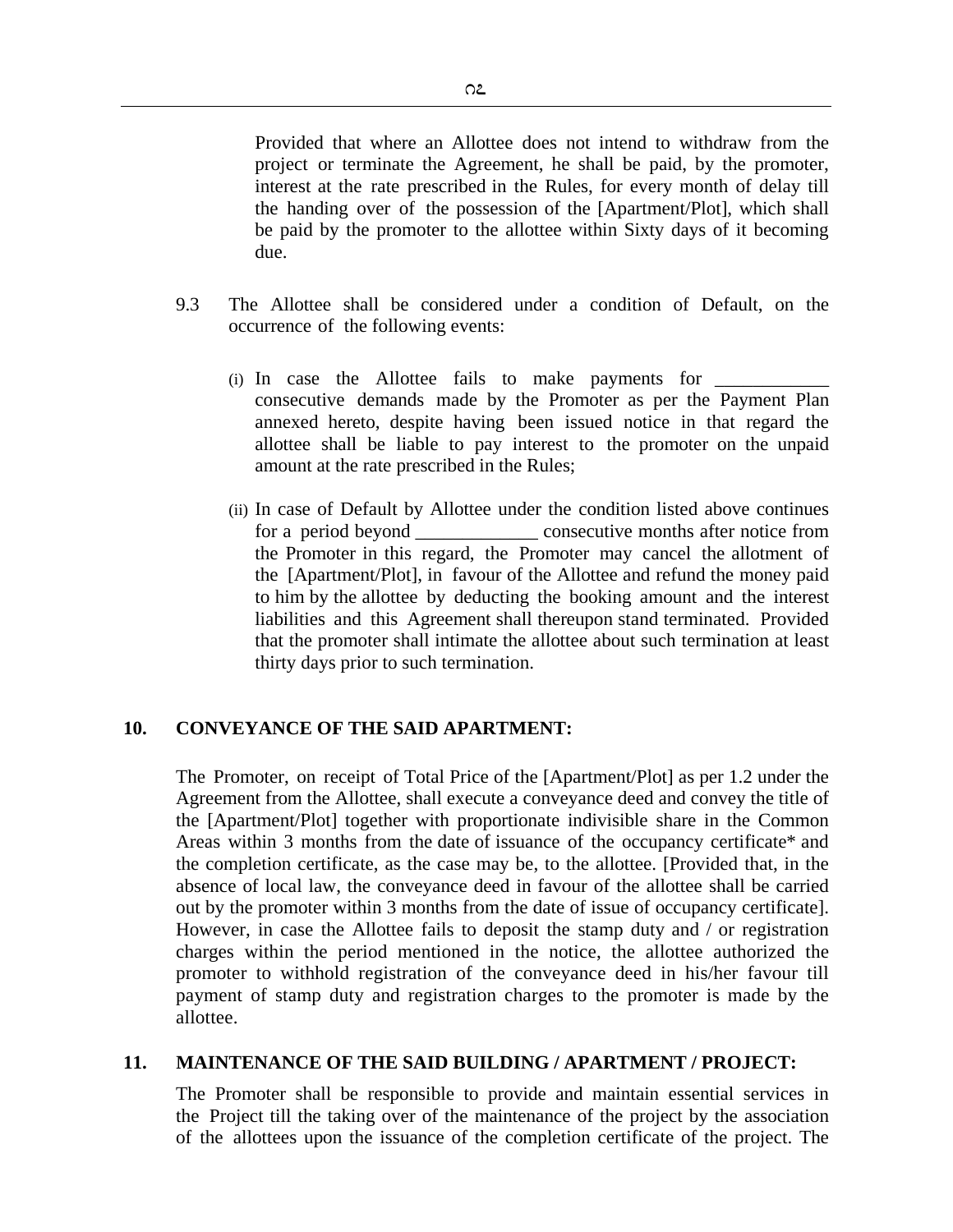Provided that where an Allottee does not intend to withdraw from the project or terminate the Agreement, he shall be paid, by the promoter, interest at the rate prescribed in the Rules, for every month of delay till the handing over of the possession of the [Apartment/Plot], which shall be paid by the promoter to the allottee within Sixty days of it becoming due.

9.3 The Allottee shall be considered under a condition of Default, on the occurrence of the following events:

(i) In case the Allottee fails to make payments for ____________ consecutive demands made by the Promoter as per the Payment Plan annexed hereto, despite having been issued notice in that regard the allottee shall be liable to pay interest to the promoter on the unpaid amount at the rate prescribed in the Rules;

(ii) In case of Default by Allottee under the condition listed above continues for a period beyond _____________ consecutive months after notice from the Promoter in this regard, the Promoter may cancel the allotment of the [Apartment/Plot], in favour of the Allottee and refund the money paid to him by the allottee by deducting the booking amount and the interest liabilities and this Agreement shall thereupon stand terminated. Provided that the promoter shall intimate the allottee about such termination at least thirty days prior to such termination.

## 10. CONVEYANCE OF THE SAID APARTMENT:

The Promoter, on receipt of Total Price of the [Apartment/Plot] as per 1.2 under the Agreement from the Allottee, shall execute a conveyance deed and convey the title of the [Apartment/Plot] together with proportionate indivisible share in the Common Areas within 3 months from the date of issuance of the occupancy certificate* and the completion certificate, as the case may be, to the allottee. [Provided that, in the absence of local law, the conveyance deed in favour of the allottee shall be carried out by the promoter within 3 months from the date of issue of occupancy certificate]. However, in case the Allottee fails to deposit the stamp duty and / or registration charges within the period mentioned in the notice, the allottee authorized the promoter to withhold registration of the conveyance deed in his/her favour till payment of stamp duty and registration charges to the promoter is made by the allottee.

## 11. MAINTENANCE OF THE SAID BUILDING / APARTMENT / PROJECT:

The Promoter shall be responsible to provide and maintain essential services in the Project till the taking over of the maintenance of the project by the association of the allottees upon the issuance of the completion certificate of the project. The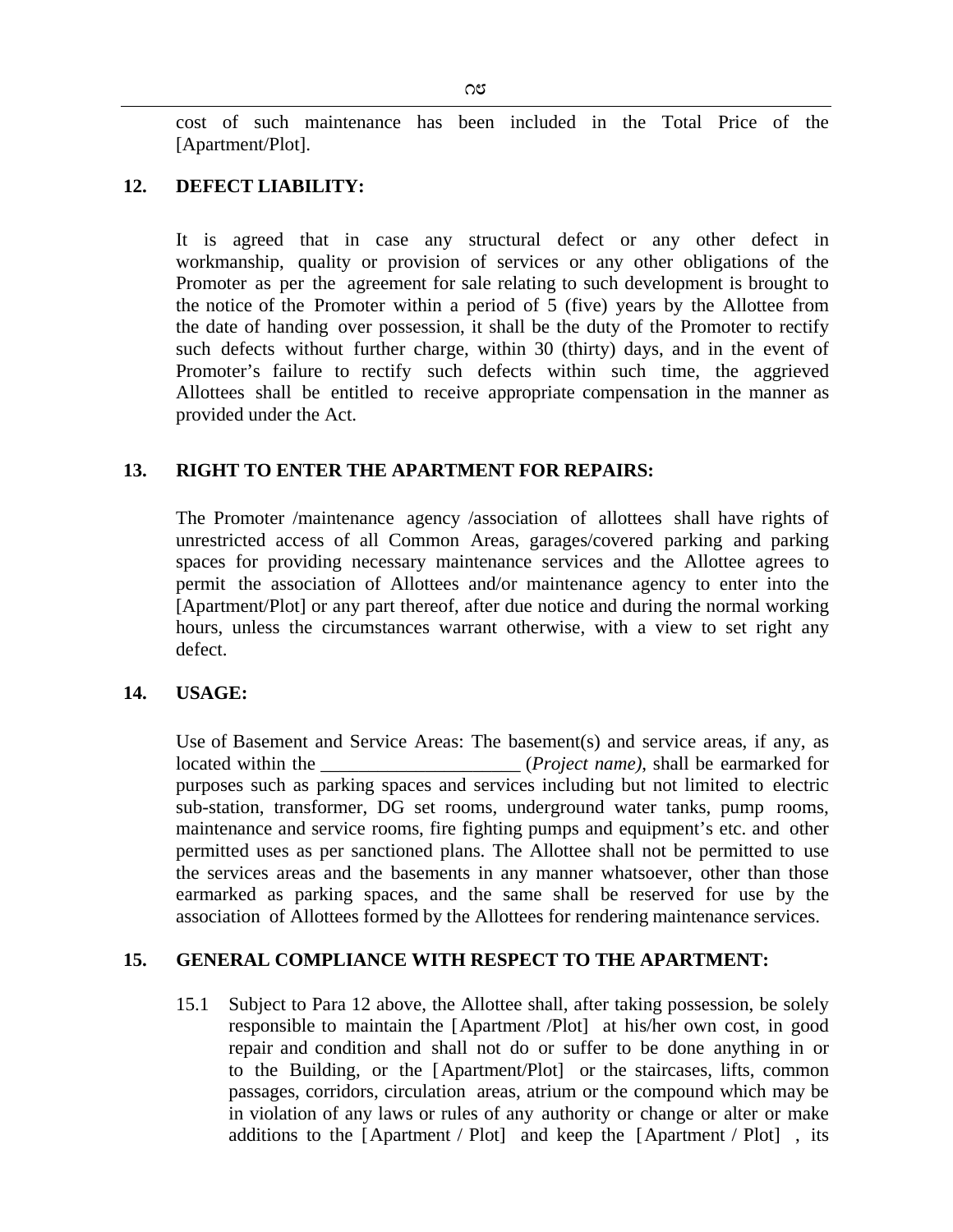cost of such maintenance has been included in the Total Price of the [Apartment/Plot].

**12. DEFECT LIABILITY:**

It is agreed that in case any structural defect or any other defect in workmanship, quality or provision of services or any other obligations of the Promoter as per the agreement for sale relating to such development is brought to the notice of the Promoter within a period of 5 (five) years by the Allottee from the date of handing over possession, it shall be the duty of the Promoter to rectify such defects without further charge, within 30 (thirty) days, and in the event of Promoter's failure to rectify such defects within such time, the aggrieved Allottees shall be entitled to receive appropriate compensation in the manner as provided under the Act.

**13. RIGHT TO ENTER THE APARTMENT FOR REPAIRS:**

The Promoter /maintenance agency /association of allottees shall have rights of unrestricted access of all Common Areas, garages/covered parking and parking spaces for providing necessary maintenance services and the Allottee agrees to permit the association of Allottees and/or maintenance agency to enter into the [Apartment/Plot] or any part thereof, after due notice and during the normal working hours, unless the circumstances warrant otherwise, with a view to set right any defect.

**14. USAGE:**

Use of Basement and Service Areas: The basement(s) and service areas, if any, as located within the _____________________ (*Project name)*, shall be earmarked for purposes such as parking spaces and services including but not limited to electric sub-station, transformer, DG set rooms, underground water tanks, pump rooms, maintenance and service rooms, fire fighting pumps and equipment's etc. and other permitted uses as per sanctioned plans. The Allottee shall not be permitted to use the services areas and the basements in any manner whatsoever, other than those earmarked as parking spaces, and the same shall be reserved for use by the association of Allottees formed by the Allottees for rendering maintenance services.

**15. GENERAL COMPLIANCE WITH RESPECT TO THE APARTMENT:**

15.1 Subject to Para 12 above, the Allottee shall, after taking possession, be solely responsible to maintain the [Apartment /Plot] at his/her own cost, in good repair and condition and shall not do or suffer to be done anything in or to the Building, or the [Apartment/Plot] or the staircases, lifts, common passages, corridors, circulation areas, atrium or the compound which may be in violation of any laws or rules of any authority or change or alter or make additions to the [Apartment / Plot] and keep the [Apartment / Plot] , its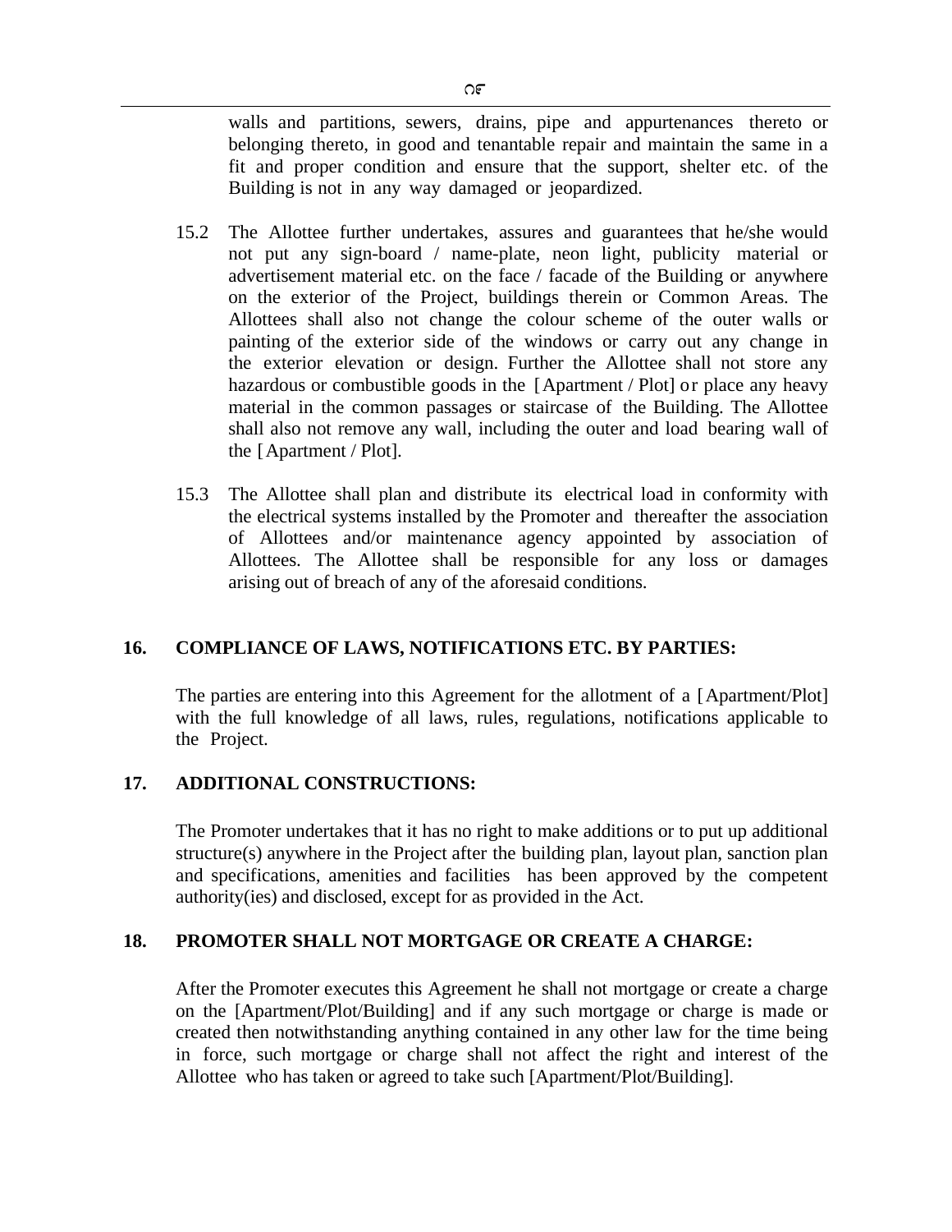walls and partitions, sewers, drains, pipe and appurtenances thereto or belonging thereto, in good and tenantable repair and maintain the same in a fit and proper condition and ensure that the support, shelter etc. of the Building is not in any way damaged or jeopardized.

15.2 The Allottee further undertakes, assures and guarantees that he/she would not put any sign-board / name-plate, neon light, publicity material or advertisement material etc. on the face / facade of the Building or anywhere on the exterior of the Project, buildings therein or Common Areas. The Allottees shall also not change the colour scheme of the outer walls or painting of the exterior side of the windows or carry out any change in the exterior elevation or design. Further the Allottee shall not store any hazardous or combustible goods in the [Apartment / Plot] or place any heavy material in the common passages or staircase of the Building. The Allottee shall also not remove any wall, including the outer and load bearing wall of the [Apartment / Plot].

15.3 The Allottee shall plan and distribute its electrical load in conformity with the electrical systems installed by the Promoter and thereafter the association of Allottees and/or maintenance agency appointed by association of Allottees. The Allottee shall be responsible for any loss or damages arising out of breach of any of the aforesaid conditions.

## 16. COMPLIANCE OF LAWS, NOTIFICATIONS ETC. BY PARTIES:

The parties are entering into this Agreement for the allotment of a [Apartment/Plot] with the full knowledge of all laws, rules, regulations, notifications applicable to the Project.

## 17. ADDITIONAL CONSTRUCTIONS:

The Promoter undertakes that it has no right to make additions or to put up additional structure(s) anywhere in the Project after the building plan, layout plan, sanction plan and specifications, amenities and facilities has been approved by the competent authority(ies) and disclosed, except for as provided in the Act.

## 18. PROMOTER SHALL NOT MORTGAGE OR CREATE A CHARGE:

After the Promoter executes this Agreement he shall not mortgage or create a charge on the [Apartment/Plot/Building] and if any such mortgage or charge is made or created then notwithstanding anything contained in any other law for the time being in force, such mortgage or charge shall not affect the right and interest of the Allottee who has taken or agreed to take such [Apartment/Plot/Building].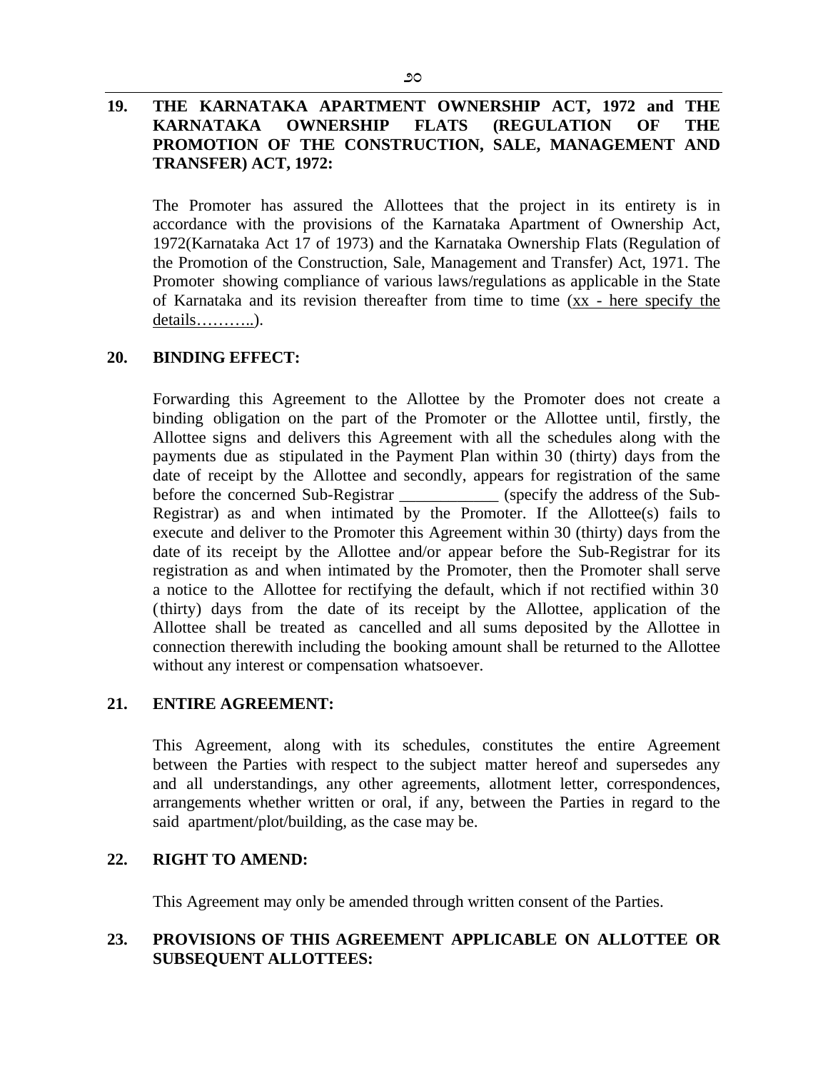## 19. THE KARNATAKA APARTMENT OWNERSHIP ACT, 1972 and THE KARNATAKA OWNERSHIP FLATS (REGULATION OF THE PROMOTION OF THE CONSTRUCTION, SALE, MANAGEMENT AND TRANSFER) ACT, 1972:

The Promoter has assured the Allottees that the project in its entirety is in accordance with the provisions of the Karnataka Apartment of Ownership Act, 1972(Karnataka Act 17 of 1973) and the Karnataka Ownership Flats (Regulation of the Promotion of the Construction, Sale, Management and Transfer) Act, 1971. The Promoter showing compliance of various laws/regulations as applicable in the State of Karnataka and its revision thereafter from time to time (<u>xx - here specify the details………..</u>).

## 20. BINDING EFFECT:

Forwarding this Agreement to the Allottee by the Promoter does not create a binding obligation on the part of the Promoter or the Allottee until, firstly, the Allottee signs and delivers this Agreement with all the schedules along with the payments due as stipulated in the Payment Plan within 30 (thirty) days from the date of receipt by the Allottee and secondly, appears for registration of the same before the concerned Sub-Registrar ____________ (specify the address of the Sub-Registrar) as and when intimated by the Promoter. If the Allottee(s) fails to execute and deliver to the Promoter this Agreement within 30 (thirty) days from the date of its receipt by the Allottee and/or appear before the Sub-Registrar for its registration as and when intimated by the Promoter, then the Promoter shall serve a notice to the Allottee for rectifying the default, which if not rectified within 30 (thirty) days from the date of its receipt by the Allottee, application of the Allottee shall be treated as cancelled and all sums deposited by the Allottee in connection therewith including the booking amount shall be returned to the Allottee without any interest or compensation whatsoever.

## 21. ENTIRE AGREEMENT:

This Agreement, along with its schedules, constitutes the entire Agreement between the Parties with respect to the subject matter hereof and supersedes any and all understandings, any other agreements, allotment letter, correspondences, arrangements whether written or oral, if any, between the Parties in regard to the said apartment/plot/building, as the case may be.

## 22. RIGHT TO AMEND:

This Agreement may only be amended through written consent of the Parties.

## 23. PROVISIONS OF THIS AGREEMENT APPLICABLE ON ALLOTTEE OR SUBSEQUENT ALLOTTEES: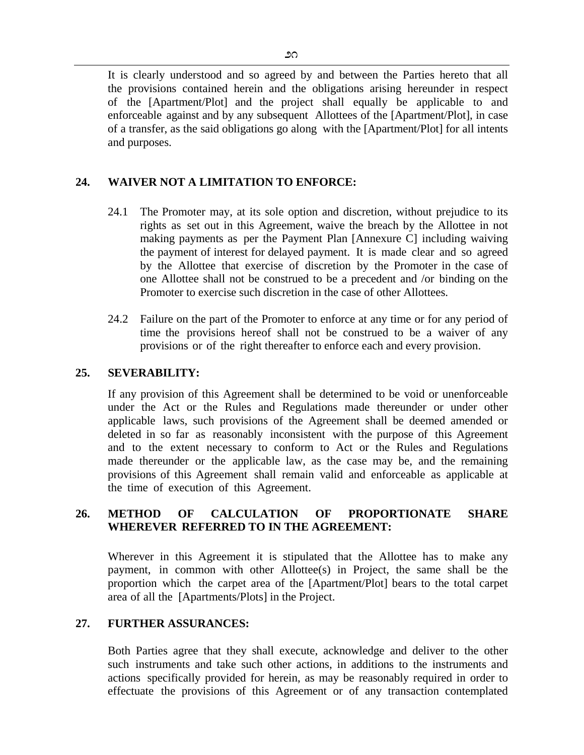It is clearly understood and so agreed by and between the Parties hereto that all the provisions contained herein and the obligations arising hereunder in respect of the [Apartment/Plot] and the project shall equally be applicable to and enforceable against and by any subsequent Allottees of the [Apartment/Plot], in case of a transfer, as the said obligations go along with the [Apartment/Plot] for all intents and purposes.

## 24. WAIVER NOT A LIMITATION TO ENFORCE:

24.1 The Promoter may, at its sole option and discretion, without prejudice to its rights as set out in this Agreement, waive the breach by the Allottee in not making payments as per the Payment Plan [Annexure C] including waiving the payment of interest for delayed payment. It is made clear and so agreed by the Allottee that exercise of discretion by the Promoter in the case of one Allottee shall not be construed to be a precedent and /or binding on the Promoter to exercise such discretion in the case of other Allottees.

24.2 Failure on the part of the Promoter to enforce at any time or for any period of time the provisions hereof shall not be construed to be a waiver of any provisions or of the right thereafter to enforce each and every provision.

## 25. SEVERABILITY:

If any provision of this Agreement shall be determined to be void or unenforceable under the Act or the Rules and Regulations made thereunder or under other applicable laws, such provisions of the Agreement shall be deemed amended or deleted in so far as reasonably inconsistent with the purpose of this Agreement and to the extent necessary to conform to Act or the Rules and Regulations made thereunder or the applicable law, as the case may be, and the remaining provisions of this Agreement shall remain valid and enforceable as applicable at the time of execution of this Agreement.

## 26. METHOD OF CALCULATION OF PROPORTIONATE SHARE WHEREVER REFERRED TO IN THE AGREEMENT:

Wherever in this Agreement it is stipulated that the Allottee has to make any payment, in common with other Allottee(s) in Project, the same shall be the proportion which the carpet area of the [Apartment/Plot] bears to the total carpet area of all the [Apartments/Plots] in the Project.

## 27. FURTHER ASSURANCES:

Both Parties agree that they shall execute, acknowledge and deliver to the other such instruments and take such other actions, in additions to the instruments and actions specifically provided for herein, as may be reasonably required in order to effectuate the provisions of this Agreement or of any transaction contemplated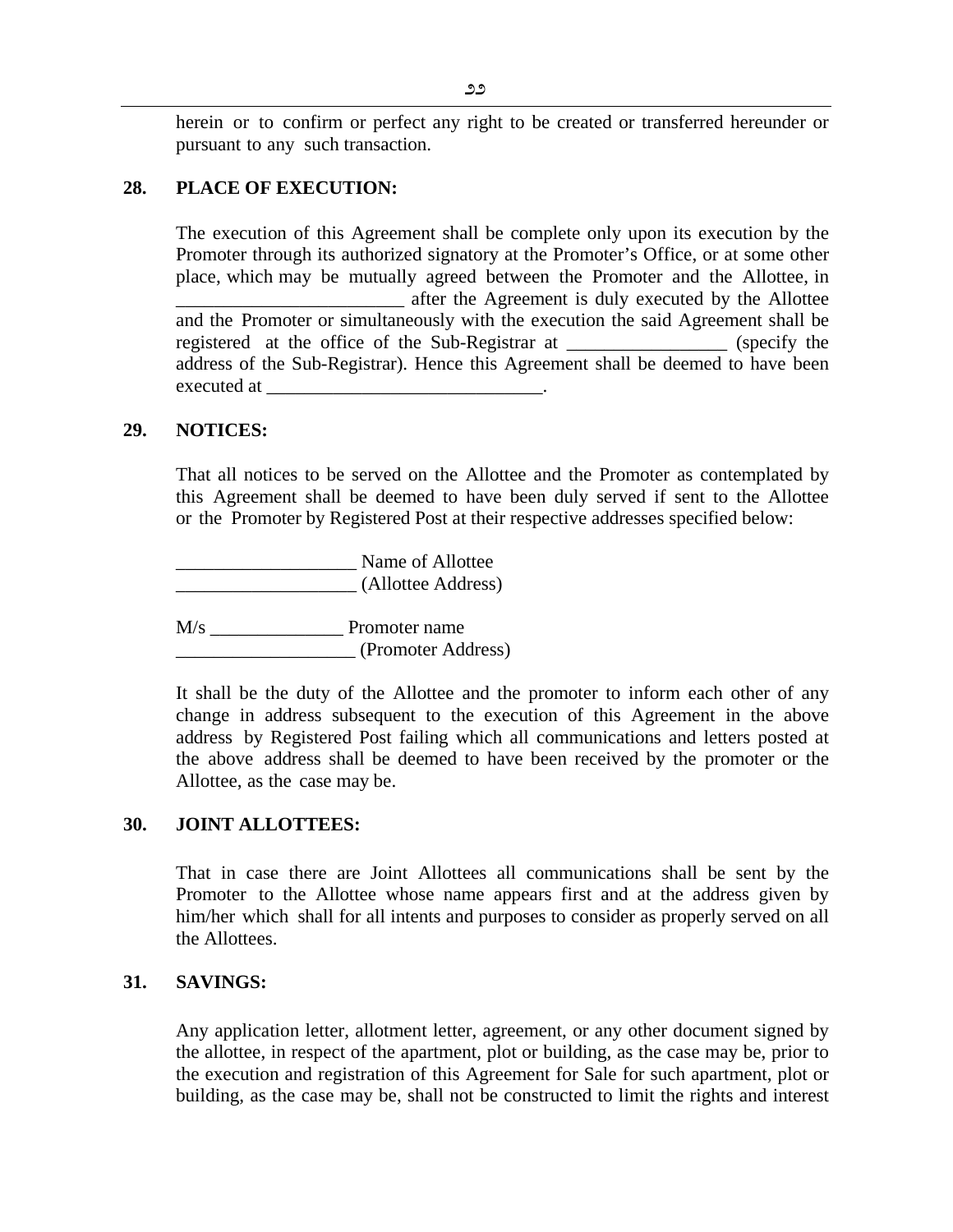herein or to confirm or perfect any right to be created or transferred hereunder or pursuant to any such transaction.

**28. PLACE OF EXECUTION:**

The execution of this Agreement shall be complete only upon its execution by the Promoter through its authorized signatory at the Promoter's Office, or at some other place, which may be mutually agreed between the Promoter and the Allottee, in ________________________ after the Agreement is duly executed by the Allottee and the Promoter or simultaneously with the execution the said Agreement shall be registered at the office of the Sub-Registrar at _________________ (specify the address of the Sub-Registrar). Hence this Agreement shall be deemed to have been executed at _____________________________.

**29. NOTICES:**

That all notices to be served on the Allottee and the Promoter as contemplated by this Agreement shall be deemed to have been duly served if sent to the Allottee or the Promoter by Registered Post at their respective addresses specified below:

___________________ Name of Allottee
___________________ (Allottee Address)

M/s ______________ Promoter name
___________________ (Promoter Address)

It shall be the duty of the Allottee and the promoter to inform each other of any change in address subsequent to the execution of this Agreement in the above address by Registered Post failing which all communications and letters posted at the above address shall be deemed to have been received by the promoter or the Allottee, as the case may be.

**30. JOINT ALLOTTEES:**

That in case there are Joint Allottees all communications shall be sent by the Promoter to the Allottee whose name appears first and at the address given by him/her which shall for all intents and purposes to consider as properly served on all the Allottees.

**31. SAVINGS:**

Any application letter, allotment letter, agreement, or any other document signed by the allottee, in respect of the apartment, plot or building, as the case may be, prior to the execution and registration of this Agreement for Sale for such apartment, plot or building, as the case may be, shall not be constructed to limit the rights and interest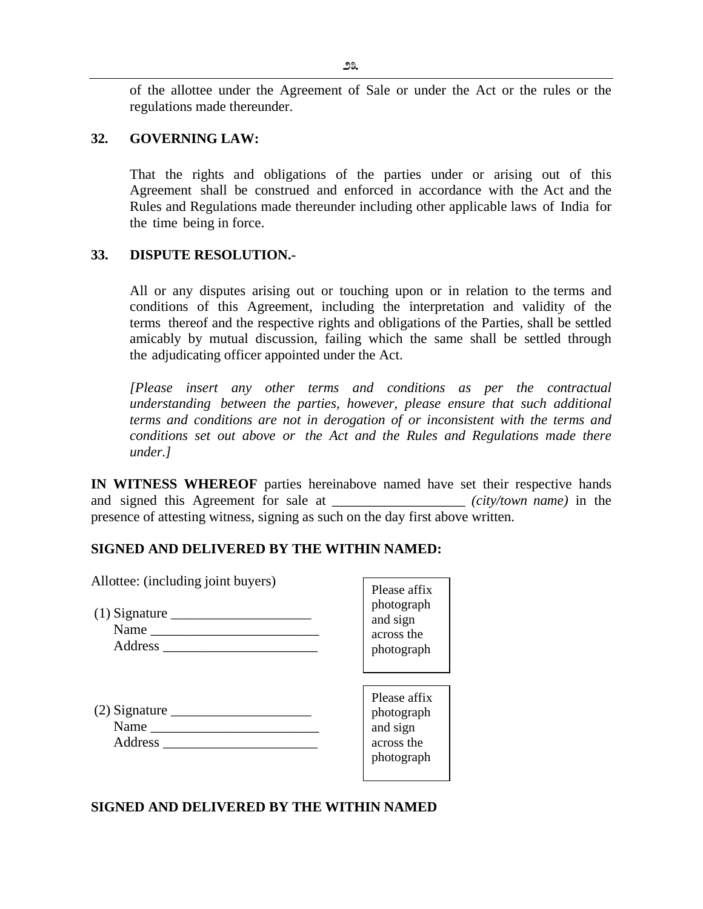of the allottee under the Agreement of Sale or under the Act or the rules or the regulations made thereunder.

**32. GOVERNING LAW:**

That the rights and obligations of the parties under or arising out of this Agreement shall be construed and enforced in accordance with the Act and the Rules and Regulations made thereunder including other applicable laws of India for the time being in force.

**33. DISPUTE RESOLUTION.-**

All or any disputes arising out or touching upon or in relation to the terms and conditions of this Agreement, including the interpretation and validity of the terms thereof and the respective rights and obligations of the Parties, shall be settled amicably by mutual discussion, failing which the same shall be settled through the adjudicating officer appointed under the Act.

*[Please insert any other terms and conditions as per the contractual understanding between the parties, however, please ensure that such additional terms and conditions are not in derogation of or inconsistent with the terms and conditions set out above or the Act and the Rules and Regulations made there under.]*

**IN WITNESS WHEREOF** parties hereinabove named have set their respective hands and signed this Agreement for sale at ___________________ *(city/town name)* in the presence of attesting witness, signing as such on the day first above written.

**SIGNED AND DELIVERED BY THE WITHIN NAMED:**

Allottee: (including joint buyers)

(1) Signature ____________________
Name ________________________
Address ______________________

Please affix photograph and sign across the photograph

(2) Signature ____________________
Name ________________________
Address ______________________

Please affix photograph and sign across the photograph

**SIGNED AND DELIVERED BY THE WITHIN NAMED**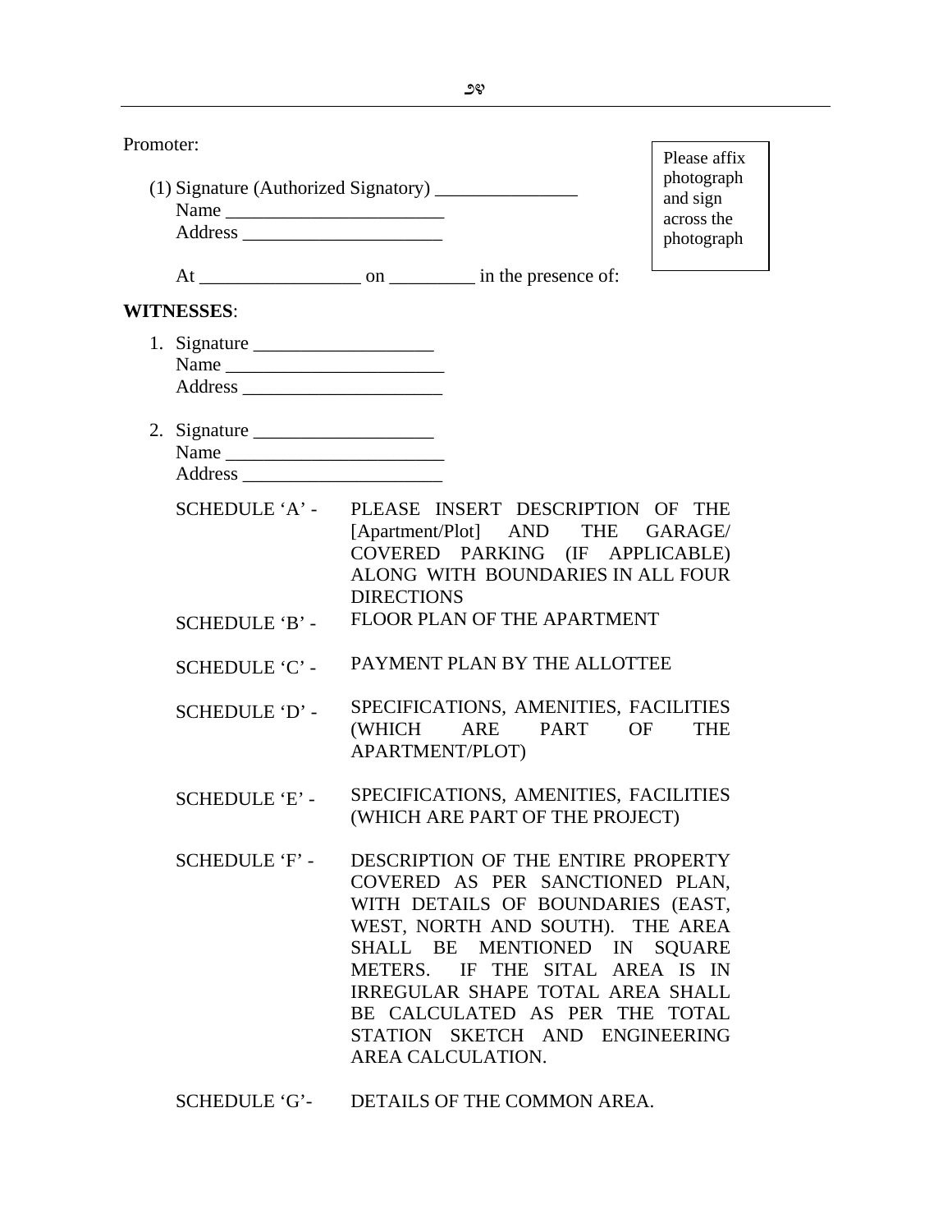Promoter:

(1) Signature (Authorized Signatory) _______________
Name _______________________
Address _____________________

Please affix photograph and sign across the photograph

At _________________ on _________ in the presence of:

**WITNESSES**:

1. Signature ___________________
   Name _______________________
   Address _____________________

2. Signature ___________________
   Name _______________________
   Address _____________________

| | |
|---|---|
| SCHEDULE 'A' - | PLEASE INSERT DESCRIPTION OF THE [Apartment/Plot] AND THE GARAGE/ COVERED PARKING (IF APPLICABLE) ALONG WITH BOUNDARIES IN ALL FOUR DIRECTIONS |
| SCHEDULE 'B' - | FLOOR PLAN OF THE APARTMENT |
| SCHEDULE 'C' - | PAYMENT PLAN BY THE ALLOTTEE |
| SCHEDULE 'D' - | SPECIFICATIONS, AMENITIES, FACILITIES (WHICH ARE PART OF THE APARTMENT/PLOT) |
| SCHEDULE 'E' - | SPECIFICATIONS, AMENITIES, FACILITIES (WHICH ARE PART OF THE PROJECT) |
| SCHEDULE 'F' - | DESCRIPTION OF THE ENTIRE PROPERTY COVERED AS PER SANCTIONED PLAN, WITH DETAILS OF BOUNDARIES (EAST, WEST, NORTH AND SOUTH). THE AREA SHALL BE MENTIONED IN SQUARE METERS. IF THE SITAL AREA IS IN IRREGULAR SHAPE TOTAL AREA SHALL BE CALCULATED AS PER THE TOTAL STATION SKETCH AND ENGINEERING AREA CALCULATION. |
| SCHEDULE 'G'- | DETAILS OF THE COMMON AREA. |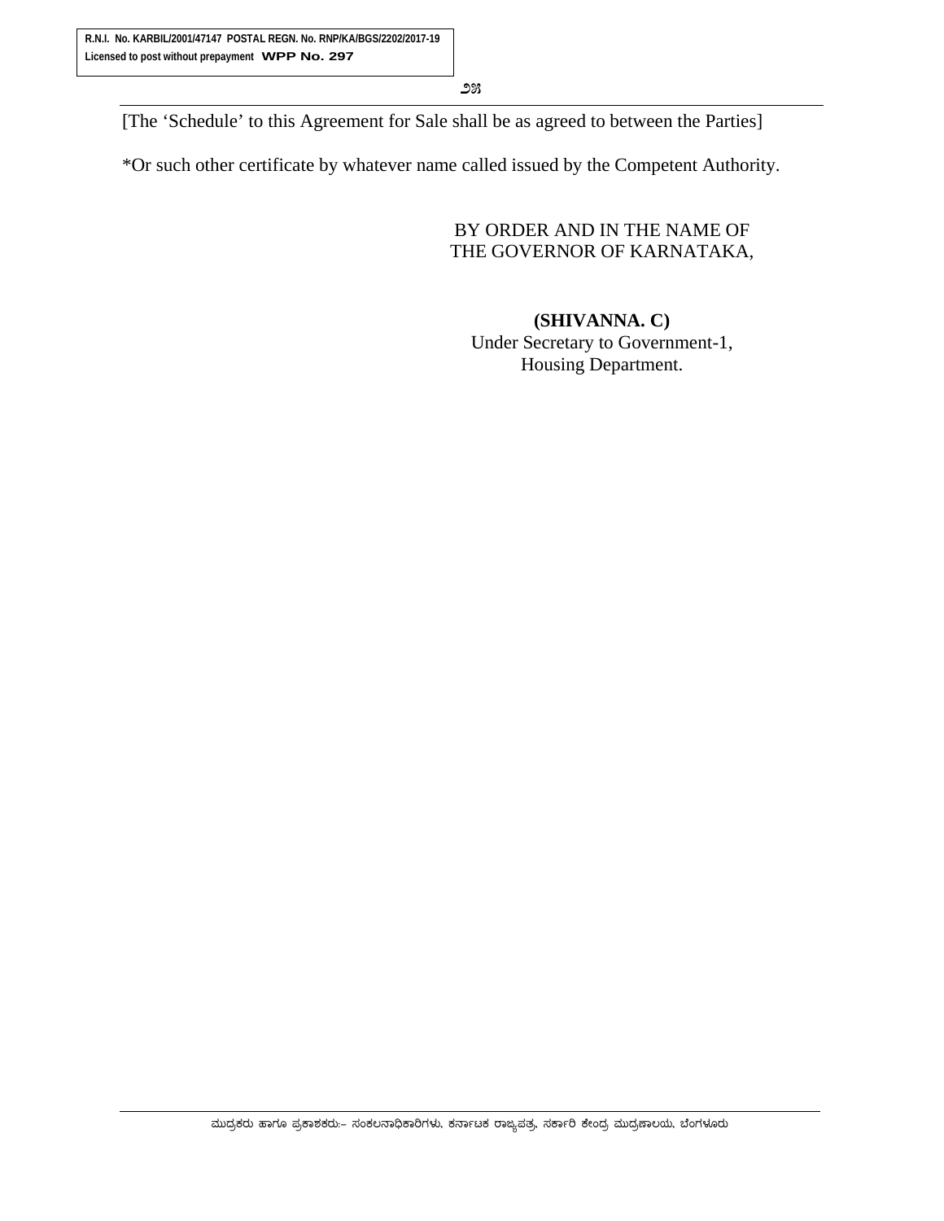[The 'Schedule' to this Agreement for Sale shall be as agreed to between the Parties]

*Or such other certificate by whatever name called issued by the Competent Authority.

BY ORDER AND IN THE NAME OF
THE GOVERNOR OF KARNATAKA,

**(SHIVANNA. C)**
Under Secretary to Government-1,
Housing Department.

ಮುದ್ರಕರು ಹಾಗೂ ಪ್ರಕಾಶಕರು:– ಸಂಕಲನಾಧಿಕಾರಿಗಳು, ಕರ್ನಾಟಕ ರಾಜ್ಯಪತ್ರ, ಸರ್ಕಾರಿ ಕೇಂದ್ರ ಮುದ್ರಣಾಲಯ, ಬೆಂಗಳೂರು